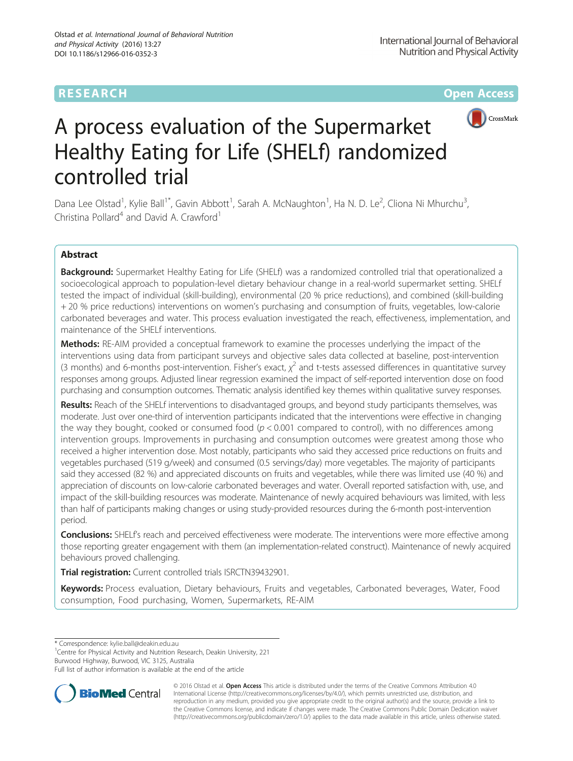RESEARCH Open Access

# A process evaluation of the Supermarket Healthy Eating for Life (SHELf) randomized controlled trial

Dana Lee Olstad[1], Kylie Ball[1*], Gavin Abbott[1], Sarah A. McNaughton[1], Ha N. D. Le[2], Cliona Ni Mhurchu[3], Christina Pollard[4] and David A. Crawford[1]

## Abstract

**Background:** Supermarket Healthy Eating for Life (SHELf) was a randomized controlled trial that operationalized a socioecological approach to population-level dietary behaviour change in a real-world supermarket setting. SHELf tested the impact of individual (skill-building), environmental (20 % price reductions), and combined (skill-building + 20 % price reductions) interventions on women's purchasing and consumption of fruits, vegetables, low-calorie carbonated beverages and water. This process evaluation investigated the reach, effectiveness, implementation, and maintenance of the SHELf interventions.

**Methods:** RE-AIM provided a conceptual framework to examine the processes underlying the impact of the interventions using data from participant surveys and objective sales data collected at baseline, post-intervention (3 months) and 6-months post-intervention. Fisher's exact, $\chi^2$ and t-tests assessed differences in quantitative survey responses among groups. Adjusted linear regression examined the impact of self-reported intervention dose on food purchasing and consumption outcomes. Thematic analysis identified key themes within qualitative survey responses.

**Results:** Reach of the SHELf interventions to disadvantaged groups, and beyond study participants themselves, was moderate. Just over one-third of intervention participants indicated that the interventions were effective in changing the way they bought, cooked or consumed food ($p < 0.001$ compared to control), with no differences among intervention groups. Improvements in purchasing and consumption outcomes were greatest among those who received a higher intervention dose. Most notably, participants who said they accessed price reductions on fruits and vegetables purchased (519 g/week) and consumed (0.5 servings/day) more vegetables. The majority of participants said they accessed (82 %) and appreciated discounts on fruits and vegetables, while there was limited use (40 %) and appreciation of discounts on low-calorie carbonated beverages and water. Overall reported satisfaction with, use, and impact of the skill-building resources was moderate. Maintenance of newly acquired behaviours was limited, with less than half of participants making changes or using study-provided resources during the 6-month post-intervention period.

**Conclusions:** SHELf's reach and perceived effectiveness were moderate. The interventions were more effective among those reporting greater engagement with them (an implementation-related construct). Maintenance of newly acquired behaviours proved challenging.

**Trial registration:** Current controlled trials ISRCTN39432901.

**Keywords:** Process evaluation, Dietary behaviours, Fruits and vegetables, Carbonated beverages, Water, Food consumption, Food purchasing, Women, Supermarkets, RE-AIM

---

* Correspondence: kylie.ball@deakin.edu.au
[1]Centre for Physical Activity and Nutrition Research, Deakin University, 221 Burwood Highway, Burwood, VIC 3125, Australia
Full list of author information is available at the end of the article

© 2016 Olstad et al. **Open Access** This article is distributed under the terms of the Creative Commons Attribution 4.0 International License (http://creativecommons.org/licenses/by/4.0/), which permits unrestricted use, distribution, and reproduction in any medium, provided you give appropriate credit to the original author(s) and the source, provide a link to the Creative Commons license, and indicate if changes were made. The Creative Commons Public Domain Dedication waiver (http://creativecommons.org/publicdomain/zero/1.0/) applies to the data made available in this article, unless otherwise stated.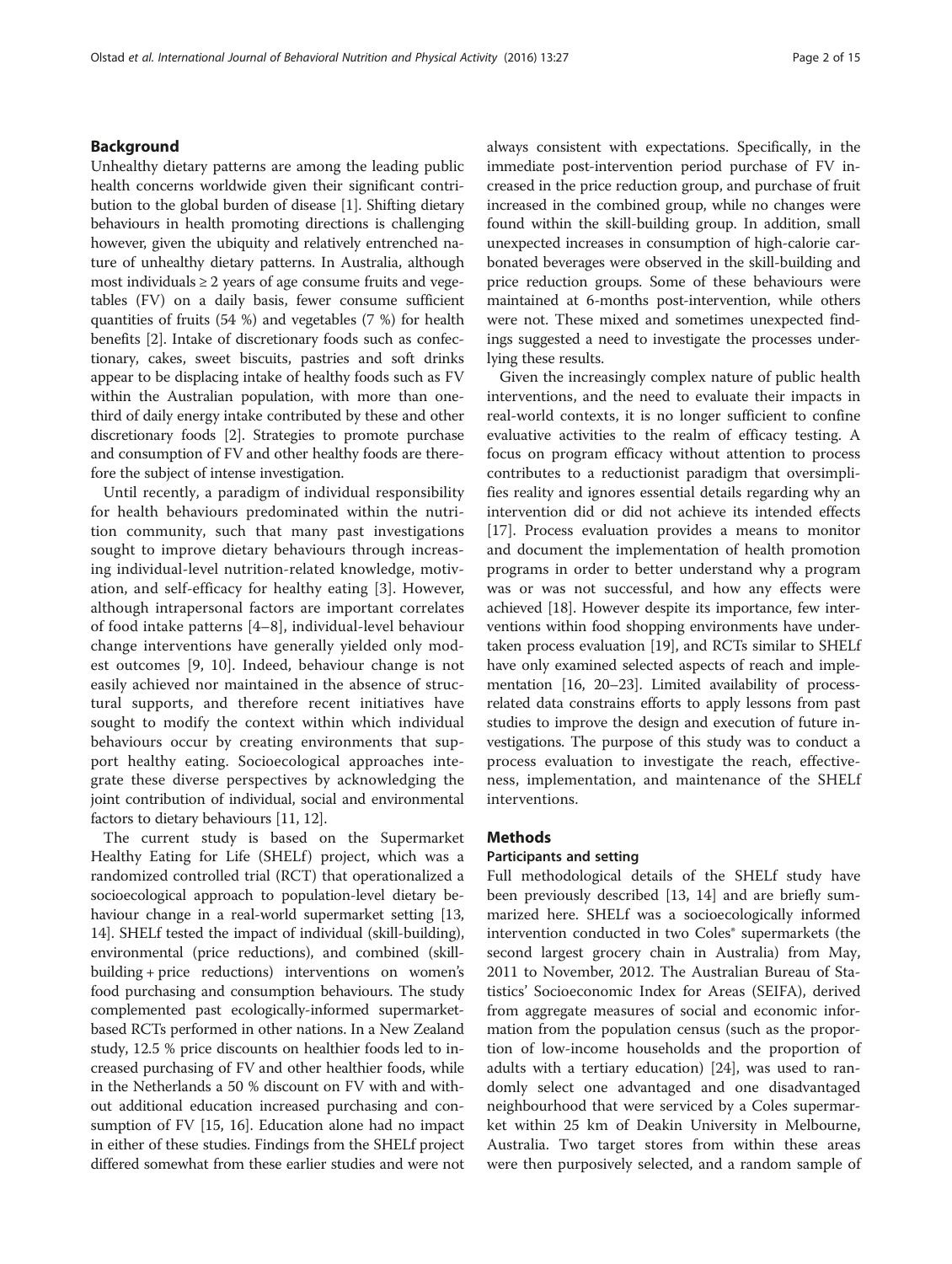## Background

Unhealthy dietary patterns are among the leading public health concerns worldwide given their significant contribution to the global burden of disease [1]. Shifting dietary behaviours in health promoting directions is challenging however, given the ubiquity and relatively entrenched nature of unhealthy dietary patterns. In Australia, although most individuals ≥ 2 years of age consume fruits and vegetables (FV) on a daily basis, fewer consume sufficient quantities of fruits (54 %) and vegetables (7 %) for health benefits [2]. Intake of discretionary foods such as confectionary, cakes, sweet biscuits, pastries and soft drinks appear to be displacing intake of healthy foods such as FV within the Australian population, with more than one-third of daily energy intake contributed by these and other discretionary foods [2]. Strategies to promote purchase and consumption of FV and other healthy foods are therefore the subject of intense investigation.

Until recently, a paradigm of individual responsibility for health behaviours predominated within the nutrition community, such that many past investigations sought to improve dietary behaviours through increasing individual-level nutrition-related knowledge, motivation, and self-efficacy for healthy eating [3]. However, although intrapersonal factors are important correlates of food intake patterns [4–8], individual-level behaviour change interventions have generally yielded only modest outcomes [9, 10]. Indeed, behaviour change is not easily achieved nor maintained in the absence of structural supports, and therefore recent initiatives have sought to modify the context within which individual behaviours occur by creating environments that support healthy eating. Socioecological approaches integrate these diverse perspectives by acknowledging the joint contribution of individual, social and environmental factors to dietary behaviours [11, 12].

The current study is based on the Supermarket Healthy Eating for Life (SHELf) project, which was a randomized controlled trial (RCT) that operationalized a socioecological approach to population-level dietary behaviour change in a real-world supermarket setting [13, 14]. SHELf tested the impact of individual (skill-building), environmental (price reductions), and combined (skill-building + price reductions) interventions on women's food purchasing and consumption behaviours. The study complemented past ecologically-informed supermarket-based RCTs performed in other nations. In a New Zealand study, 12.5 % price discounts on healthier foods led to increased purchasing of FV and other healthier foods, while in the Netherlands a 50 % discount on FV with and without additional education increased purchasing and consumption of FV [15, 16]. Education alone had no impact in either of these studies. Findings from the SHELf project differed somewhat from these earlier studies and were not always consistent with expectations. Specifically, in the immediate post-intervention period purchase of FV increased in the price reduction group, and purchase of fruit increased in the combined group, while no changes were found within the skill-building group. In addition, small unexpected increases in consumption of high-calorie carbonated beverages were observed in the skill-building and price reduction groups. Some of these behaviours were maintained at 6-months post-intervention, while others were not. These mixed and sometimes unexpected findings suggested a need to investigate the processes underlying these results.

Given the increasingly complex nature of public health interventions, and the need to evaluate their impacts in real-world contexts, it is no longer sufficient to confine evaluative activities to the realm of efficacy testing. A focus on program efficacy without attention to process contributes to a reductionist paradigm that oversimplifies reality and ignores essential details regarding why an intervention did or did not achieve its intended effects [17]. Process evaluation provides a means to monitor and document the implementation of health promotion programs in order to better understand why a program was or was not successful, and how any effects were achieved [18]. However despite its importance, few interventions within food shopping environments have undertaken process evaluation [19], and RCTs similar to SHELf have only examined selected aspects of reach and implementation [16, 20–23]. Limited availability of process-related data constrains efforts to apply lessons from past studies to improve the design and execution of future investigations. The purpose of this study was to conduct a process evaluation to investigate the reach, effectiveness, implementation, and maintenance of the SHELf interventions.

## Methods

### Participants and setting

Full methodological details of the SHELf study have been previously described [13, 14] and are briefly summarized here. SHELf was a socioecologically informed intervention conducted in two Coles® supermarkets (the second largest grocery chain in Australia) from May, 2011 to November, 2012. The Australian Bureau of Statistics' Socioeconomic Index for Areas (SEIFA), derived from aggregate measures of social and economic information from the population census (such as the proportion of low-income households and the proportion of adults with a tertiary education) [24], was used to randomly select one advantaged and one disadvantaged neighbourhood that were serviced by a Coles supermarket within 25 km of Deakin University in Melbourne, Australia. Two target stores from within these areas were then purposively selected, and a random sample of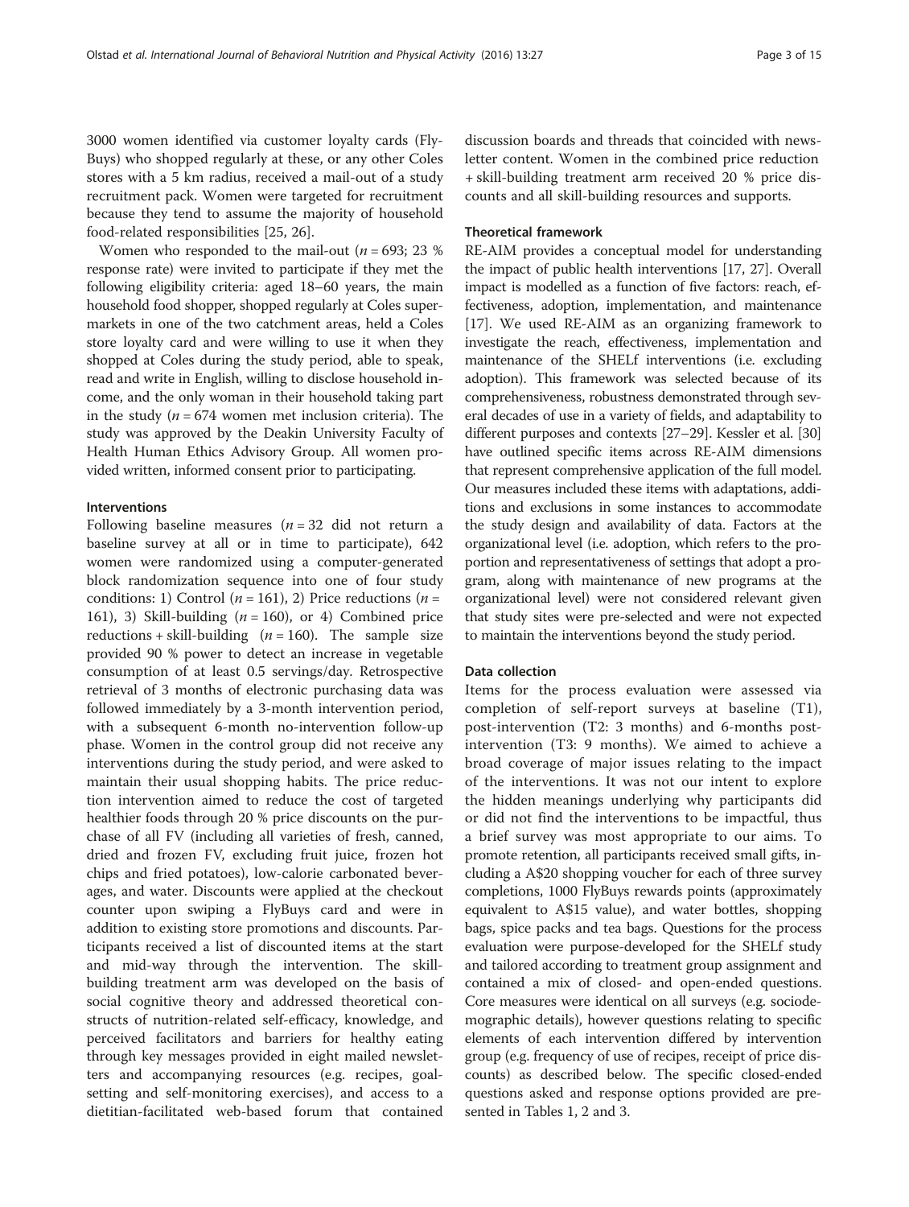3000 women identified via customer loyalty cards (Fly-Buys) who shopped regularly at these, or any other Coles stores with a 5 km radius, received a mail-out of a study recruitment pack. Women were targeted for recruitment because they tend to assume the majority of household food-related responsibilities [25, 26].

Women who responded to the mail-out ($n = 693$; 23 % response rate) were invited to participate if they met the following eligibility criteria: aged 18–60 years, the main household food shopper, shopped regularly at Coles supermarkets in one of the two catchment areas, held a Coles store loyalty card and were willing to use it when they shopped at Coles during the study period, able to speak, read and write in English, willing to disclose household income, and the only woman in their household taking part in the study ($n = 674$ women met inclusion criteria). The study was approved by the Deakin University Faculty of Health Human Ethics Advisory Group. All women provided written, informed consent prior to participating.

#### Interventions

Following baseline measures ($n = 32$ did not return a baseline survey at all or in time to participate), 642 women were randomized using a computer-generated block randomization sequence into one of four study conditions: 1) Control ($n = 161$), 2) Price reductions ($n = 161$), 3) Skill-building ($n = 160$), or 4) Combined price reductions + skill-building ($n = 160$). The sample size provided 90 % power to detect an increase in vegetable consumption of at least 0.5 servings/day. Retrospective retrieval of 3 months of electronic purchasing data was followed immediately by a 3-month intervention period, with a subsequent 6-month no-intervention follow-up phase. Women in the control group did not receive any interventions during the study period, and were asked to maintain their usual shopping habits. The price reduction intervention aimed to reduce the cost of targeted healthier foods through 20 % price discounts on the purchase of all FV (including all varieties of fresh, canned, dried and frozen FV, excluding fruit juice, frozen hot chips and fried potatoes), low-calorie carbonated beverages, and water. Discounts were applied at the checkout counter upon swiping a FlyBuys card and were in addition to existing store promotions and discounts. Participants received a list of discounted items at the start and mid-way through the intervention. The skill-building treatment arm was developed on the basis of social cognitive theory and addressed theoretical constructs of nutrition-related self-efficacy, knowledge, and perceived facilitators and barriers for healthy eating through key messages provided in eight mailed newsletters and accompanying resources (e.g. recipes, goal-setting and self-monitoring exercises), and access to a dietitian-facilitated web-based forum that contained discussion boards and threads that coincided with newsletter content. Women in the combined price reduction + skill-building treatment arm received 20 % price discounts and all skill-building resources and supports.

#### Theoretical framework

RE-AIM provides a conceptual model for understanding the impact of public health interventions [17, 27]. Overall impact is modelled as a function of five factors: reach, effectiveness, adoption, implementation, and maintenance [17]. We used RE-AIM as an organizing framework to investigate the reach, effectiveness, implementation and maintenance of the SHELf interventions (i.e. excluding adoption). This framework was selected because of its comprehensiveness, robustness demonstrated through several decades of use in a variety of fields, and adaptability to different purposes and contexts [27–29]. Kessler et al. [30] have outlined specific items across RE-AIM dimensions that represent comprehensive application of the full model. Our measures included these items with adaptations, additions and exclusions in some instances to accommodate the study design and availability of data. Factors at the organizational level (i.e. adoption, which refers to the proportion and representativeness of settings that adopt a program, along with maintenance of new programs at the organizational level) were not considered relevant given that study sites were pre-selected and were not expected to maintain the interventions beyond the study period.

#### Data collection

Items for the process evaluation were assessed via completion of self-report surveys at baseline (T1), post-intervention (T2: 3 months) and 6-months post-intervention (T3: 9 months). We aimed to achieve a broad coverage of major issues relating to the impact of the interventions. It was not our intent to explore the hidden meanings underlying why participants did or did not find the interventions to be impactful, thus a brief survey was most appropriate to our aims. To promote retention, all participants received small gifts, including a A$20 shopping voucher for each of three survey completions, 1000 FlyBuys rewards points (approximately equivalent to A$15 value), and water bottles, shopping bags, spice packs and tea bags. Questions for the process evaluation were purpose-developed for the SHELf study and tailored according to treatment group assignment and contained a mix of closed- and open-ended questions. Core measures were identical on all surveys (e.g. sociodemographic details), however questions relating to specific elements of each intervention differed by intervention group (e.g. frequency of use of recipes, receipt of price discounts) as described below. The specific closed-ended questions asked and response options provided are presented in Tables 1, 2 and 3.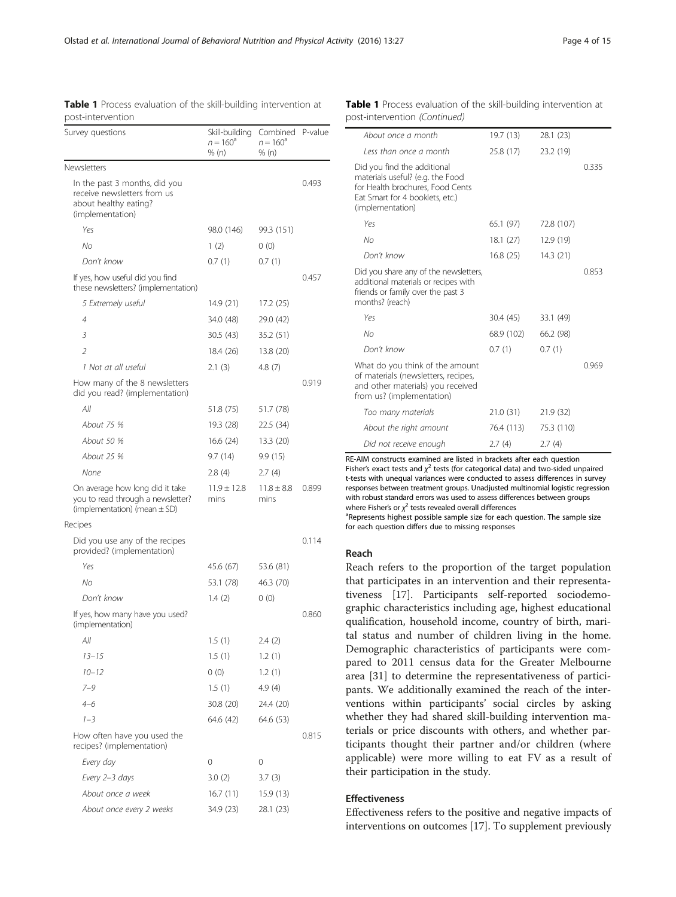**Table 1** Process evaluation of the skill-building intervention at post-intervention

| Survey questions | Skill-building $n = 160^a$ % (n) | Combined $n = 160^a$ % (n) | P-value |
|---|---|---|---|
| Newsletters | | | |
| In the past 3 months, did you receive newsletters from us about healthy eating? (implementation) | | | 0.493 |
| *Yes* | 98.0 (146) | 99.3 (151) | |
| *No* | 1 (2) | 0 (0) | |
| *Don't know* | 0.7 (1) | 0.7 (1) | |
| If yes, how useful did you find these newsletters? (implementation) | | | 0.457 |
| *5 Extremely useful* | 14.9 (21) | 17.2 (25) | |
| *4* | 34.0 (48) | 29.0 (42) | |
| *3* | 30.5 (43) | 35.2 (51) | |
| *2* | 18.4 (26) | 13.8 (20) | |
| *1 Not at all useful* | 2.1 (3) | 4.8 (7) | |
| How many of the 8 newsletters did you read? (implementation) | | | 0.919 |
| *All* | 51.8 (75) | 51.7 (78) | |
| *About 75 %* | 19.3 (28) | 22.5 (34) | |
| *About 50 %* | 16.6 (24) | 13.3 (20) | |
| *About 25 %* | 9.7 (14) | 9.9 (15) | |
| *None* | 2.8 (4) | 2.7 (4) | |
| On average how long did it take you to read through a newsletter? (implementation) (mean ± SD) | 11.9 ± 12.8 mins | 11.8 ± 8.8 mins | 0.899 |
| Recipes | | | |
| Did you use any of the recipes provided? (implementation) | | | 0.114 |
| *Yes* | 45.6 (67) | 53.6 (81) | |
| *No* | 53.1 (78) | 46.3 (70) | |
| *Don't know* | 1.4 (2) | 0 (0) | |
| If yes, how many have you used? (implementation) | | | 0.860 |
| *All* | 1.5 (1) | 2.4 (2) | |
| *13–15* | 1.5 (1) | 1.2 (1) | |
| *10–12* | 0 (0) | 1.2 (1) | |
| *7–9* | 1.5 (1) | 4.9 (4) | |
| *4–6* | 30.8 (20) | 24.4 (20) | |
| *1–3* | 64.6 (42) | 64.6 (53) | |
| How often have you used the recipes? (implementation) | | | 0.815 |
| *Every day* | 0 | 0 | |
| *Every 2–3 days* | 3.0 (2) | 3.7 (3) | |
| *About once a week* | 16.7 (11) | 15.9 (13) | |
| *About once every 2 weeks* | 34.9 (23) | 28.1 (23) | |
| *About once a month* | 19.7 (13) | 28.1 (23) | |
| *Less than once a month* | 25.8 (17) | 23.2 (19) | |
| Did you find the additional materials useful? (e.g. the Food for Health brochures, Food Cents Eat Smart for 4 booklets, etc.) (implementation) | | | 0.335 |
| *Yes* | 65.1 (97) | 72.8 (107) | |
| *No* | 18.1 (27) | 12.9 (19) | |
| *Don't know* | 16.8 (25) | 14.3 (21) | |
| Did you share any of the newsletters, additional materials or recipes with friends or family over the past 3 months? (reach) | | | 0.853 |
| *Yes* | 30.4 (45) | 33.1 (49) | |
| *No* | 68.9 (102) | 66.2 (98) | |
| *Don't know* | 0.7 (1) | 0.7 (1) | |
| What do you think of the amount of materials (newsletters, recipes, and other materials) you received from us? (implementation) | | | 0.969 |
| *Too many materials* | 21.0 (31) | 21.9 (32) | |
| *About the right amount* | 76.4 (113) | 75.3 (110) | |
| *Did not receive enough* | 2.7 (4) | 2.7 (4) | |

RE-AIM constructs examined are listed in brackets after each question
Fisher's exact tests and $\chi^2$ tests (for categorical data) and two-sided unpaired t-tests with unequal variances were conducted to assess differences in survey responses between treatment groups. Unadjusted multinomial logistic regression with robust standard errors was used to assess differences between groups where Fisher's or $\chi^2$ tests revealed overall differences
[a]Represents highest possible sample size for each question. The sample size for each question differs due to missing responses

#### Reach

Reach refers to the proportion of the target population that participates in an intervention and their representativeness [17]. Participants self-reported sociodemographic characteristics including age, highest educational qualification, household income, country of birth, marital status and number of children living in the home. Demographic characteristics of participants were compared to 2011 census data for the Greater Melbourne area [31] to determine the representativeness of participants. We additionally examined the reach of the interventions within participants' social circles by asking whether they had shared skill-building intervention materials or price discounts with others, and whether participants thought their partner and/or children (where applicable) were more willing to eat FV as a result of their participation in the study.

#### Effectiveness

Effectiveness refers to the positive and negative impacts of interventions on outcomes [17]. To supplement previously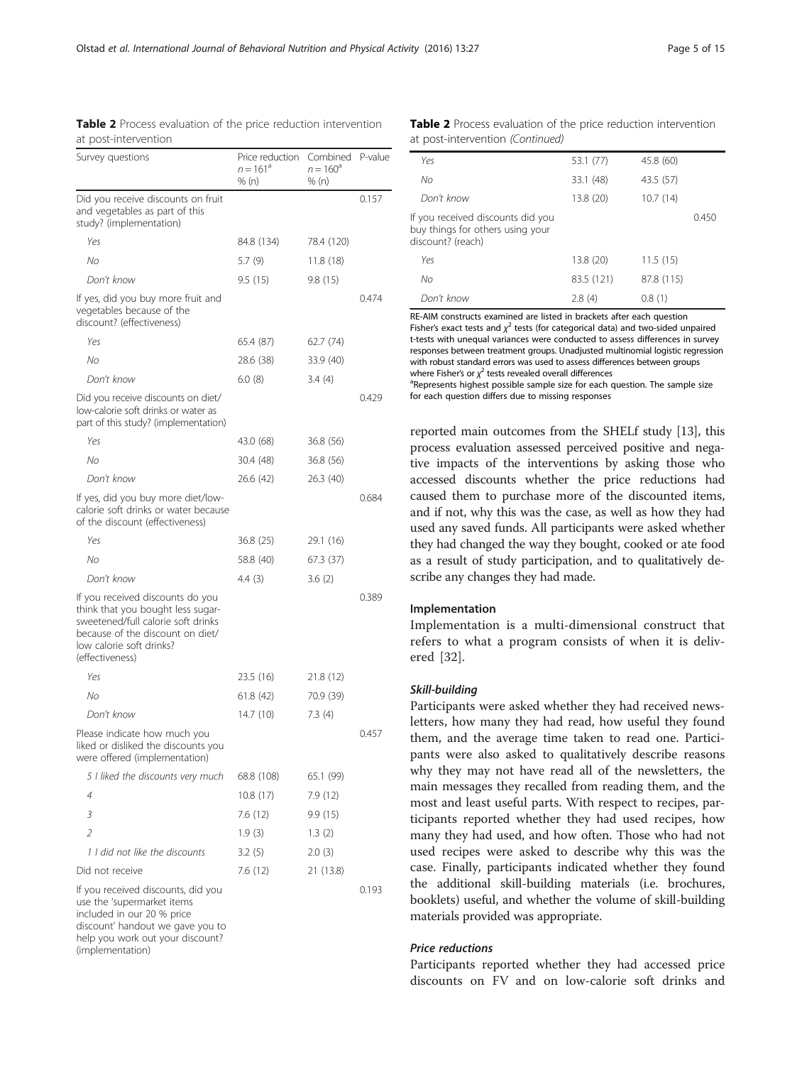**Table 2** Process evaluation of the price reduction intervention at post-intervention

| Survey questions | Price reduction $n = 161$[a] % (n) | Combined $n = 160$[a] % (n) | P-value |
|---|---|---|---|
| Did you receive discounts on fruit and vegetables as part of this study? (implementation) | | | 0.157 |
| *Yes* | 84.8 (134) | 78.4 (120) | |
| *No* | 5.7 (9) | 11.8 (18) | |
| *Don't know* | 9.5 (15) | 9.8 (15) | |
| If yes, did you buy more fruit and vegetables because of the discount? (effectiveness) | | | 0.474 |
| *Yes* | 65.4 (87) | 62.7 (74) | |
| *No* | 28.6 (38) | 33.9 (40) | |
| *Don't know* | 6.0 (8) | 3.4 (4) | |
| Did you receive discounts on diet/low-calorie soft drinks or water as part of this study? (implementation) | | | 0.429 |
| *Yes* | 43.0 (68) | 36.8 (56) | |
| *No* | 30.4 (48) | 36.8 (56) | |
| *Don't know* | 26.6 (42) | 26.3 (40) | |
| If yes, did you buy more diet/low-calorie soft drinks or water because of the discount (effectiveness) | | | 0.684 |
| *Yes* | 36.8 (25) | 29.1 (16) | |
| *No* | 58.8 (40) | 67.3 (37) | |
| *Don't know* | 4.4 (3) | 3.6 (2) | |
| If you received discounts do you think that you bought less sugar-sweetened/full calorie soft drinks because of the discount on diet/low calorie soft drinks? (effectiveness) | | | 0.389 |
| *Yes* | 23.5 (16) | 21.8 (12) | |
| *No* | 61.8 (42) | 70.9 (39) | |
| *Don't know* | 14.7 (10) | 7.3 (4) | |
| Please indicate how much you liked or disliked the discounts you were offered (implementation) | | | 0.457 |
| *5 I liked the discounts very much* | 68.8 (108) | 65.1 (99) | |
| *4* | 10.8 (17) | 7.9 (12) | |
| *3* | 7.6 (12) | 9.9 (15) | |
| *2* | 1.9 (3) | 1.3 (2) | |
| *1 I did not like the discounts* | 3.2 (5) | 2.0 (3) | |
| Did not receive | 7.6 (12) | 21 (13.8) | |
| If you received discounts, did you use the 'supermarket items included in our 20 % price discount' handout we gave you to help you work out your discount? (implementation) | | | 0.193 |
| *Yes* | 53.1 (77) | 45.8 (60) | |
| *No* | 33.1 (48) | 43.5 (57) | |
| *Don't know* | 13.8 (20) | 10.7 (14) | |
| If you received discounts did you buy things for others using your discount? (reach) | | | 0.450 |
| *Yes* | 13.8 (20) | 11.5 (15) | |
| *No* | 83.5 (121) | 87.8 (115) | |
| *Don't know* | 2.8 (4) | 0.8 (1) | |

RE-AIM constructs examined are listed in brackets after each question
Fisher's exact tests and $\chi^2$ tests (for categorical data) and two-sided unpaired t-tests with unequal variances were conducted to assess differences in survey responses between treatment groups. Unadjusted multinomial logistic regression with robust standard errors was used to assess differences between groups where Fisher's or $\chi^2$ tests revealed overall differences
[a]Represents highest possible sample size for each question. The sample size for each question differs due to missing responses

reported main outcomes from the SHELf study [13], this process evaluation assessed perceived positive and negative impacts of the interventions by asking those who accessed discounts whether the price reductions had caused them to purchase more of the discounted items, and if not, why this was the case, as well as how they had used any saved funds. All participants were asked whether they had changed the way they bought, cooked or ate food as a result of study participation, and to qualitatively describe any changes they had made.

### Implementation

Implementation is a multi-dimensional construct that refers to what a program consists of when it is delivered [32].

#### *Skill-building*

Participants were asked whether they had received newsletters, how many they had read, how useful they found them, and the average time taken to read one. Participants were also asked to qualitatively describe reasons why they may not have read all of the newsletters, the main messages they recalled from reading them, and the most and least useful parts. With respect to recipes, participants reported whether they had used recipes, how many they had used, and how often. Those who had not used recipes were asked to describe why this was the case. Finally, participants indicated whether they found the additional skill-building materials (i.e. brochures, booklets) useful, and whether the volume of skill-building materials provided was appropriate.

#### *Price reductions*

Participants reported whether they had accessed price discounts on FV and on low-calorie soft drinks and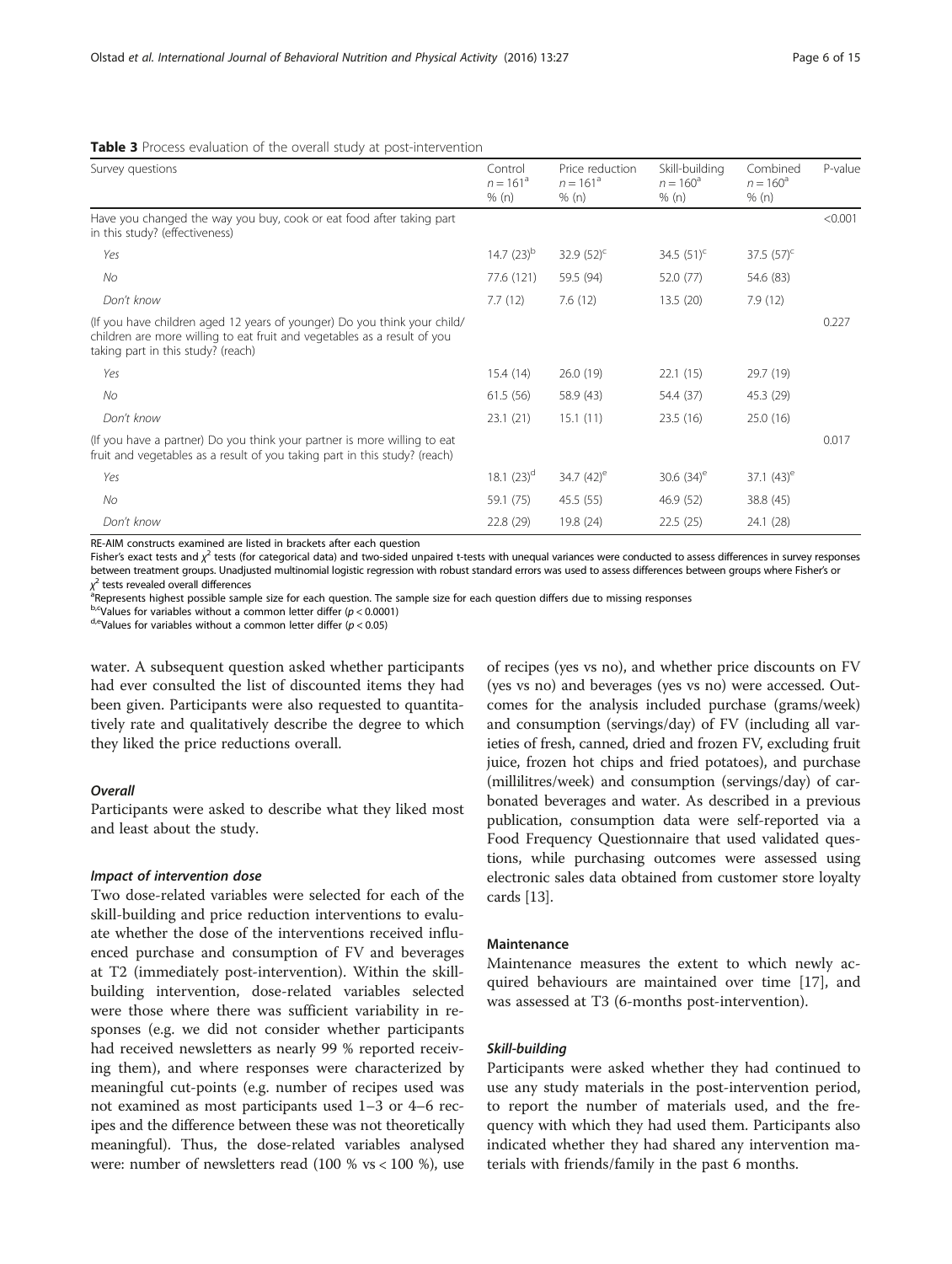**Table 3** Process evaluation of the overall study at post-intervention

| Survey questions | Control $n = 161$[a] % (n) | Price reduction $n = 161$[a] % (n) | Skill-building $n = 160$[a] % (n) | Combined $n = 160$[a] % (n) | P-value |
|---|---|---|---|---|---|
| Have you changed the way you buy, cook or eat food after taking part in this study? (effectiveness) | | | | | <0.001 |
| *Yes* | 14.7 (23)[b] | 32.9 (52)[c] | 34.5 (51)[c] | 37.5 (57)[c] | |
| *No* | 77.6 (121) | 59.5 (94) | 52.0 (77) | 54.6 (83) | |
| *Don't know* | 7.7 (12) | 7.6 (12) | 13.5 (20) | 7.9 (12) | |
| (If you have children aged 12 years of younger) Do you think your child/children are more willing to eat fruit and vegetables as a result of you taking part in this study? (reach) | | | | | 0.227 |
| *Yes* | 15.4 (14) | 26.0 (19) | 22.1 (15) | 29.7 (19) | |
| *No* | 61.5 (56) | 58.9 (43) | 54.4 (37) | 45.3 (29) | |
| *Don't know* | 23.1 (21) | 15.1 (11) | 23.5 (16) | 25.0 (16) | |
| (If you have a partner) Do you think your partner is more willing to eat fruit and vegetables as a result of you taking part in this study? (reach) | | | | | 0.017 |
| *Yes* | 18.1 (23)[d] | 34.7 (42)[e] | 30.6 (34)[e] | 37.1 (43)[e] | |
| *No* | 59.1 (75) | 45.5 (55) | 46.9 (52) | 38.8 (45) | |
| *Don't know* | 22.8 (29) | 19.8 (24) | 22.5 (25) | 24.1 (28) | |

RE-AIM constructs examined are listed in brackets after each question

Fisher's exact tests and $\chi^2$ tests (for categorical data) and two-sided unpaired t-tests with unequal variances were conducted to assess differences in survey responses between treatment groups. Unadjusted multinomial logistic regression with robust standard errors was used to assess differences between groups where Fisher's or $\chi^2$ tests revealed overall differences

[a]Represents highest possible sample size for each question. The sample size for each question differs due to missing responses

[b,c]Values for variables without a common letter differ ($p < 0.0001$)

[d,e]Values for variables without a common letter differ ($p < 0.05$)

water. A subsequent question asked whether participants had ever consulted the list of discounted items they had been given. Participants were also requested to quantitatively rate and qualitatively describe the degree to which they liked the price reductions overall.

#### *Overall*

Participants were asked to describe what they liked most and least about the study.

#### *Impact of intervention dose*

Two dose-related variables were selected for each of the skill-building and price reduction interventions to evaluate whether the dose of the interventions received influenced purchase and consumption of FV and beverages at T2 (immediately post-intervention). Within the skill-building intervention, dose-related variables selected were those where there was sufficient variability in responses (e.g. we did not consider whether participants had received newsletters as nearly 99 % reported receiving them), and where responses were characterized by meaningful cut-points (e.g. number of recipes used was not examined as most participants used 1–3 or 4–6 recipes and the difference between these was not theoretically meaningful). Thus, the dose-related variables analysed were: number of newsletters read (100 % vs < 100 %), use of recipes (yes vs no), and whether price discounts on FV (yes vs no) and beverages (yes vs no) were accessed. Outcomes for the analysis included purchase (grams/week) and consumption (servings/day) of FV (including all varieties of fresh, canned, dried and frozen FV, excluding fruit juice, frozen hot chips and fried potatoes), and purchase (millilitres/week) and consumption (servings/day) of carbonated beverages and water. As described in a previous publication, consumption data were self-reported via a Food Frequency Questionnaire that used validated questions, while purchasing outcomes were assessed using electronic sales data obtained from customer store loyalty cards [13].

### Maintenance

Maintenance measures the extent to which newly acquired behaviours are maintained over time [17], and was assessed at T3 (6-months post-intervention).

#### *Skill-building*

Participants were asked whether they had continued to use any study materials in the post-intervention period, to report the number of materials used, and the frequency with which they had used them. Participants also indicated whether they had shared any intervention materials with friends/family in the past 6 months.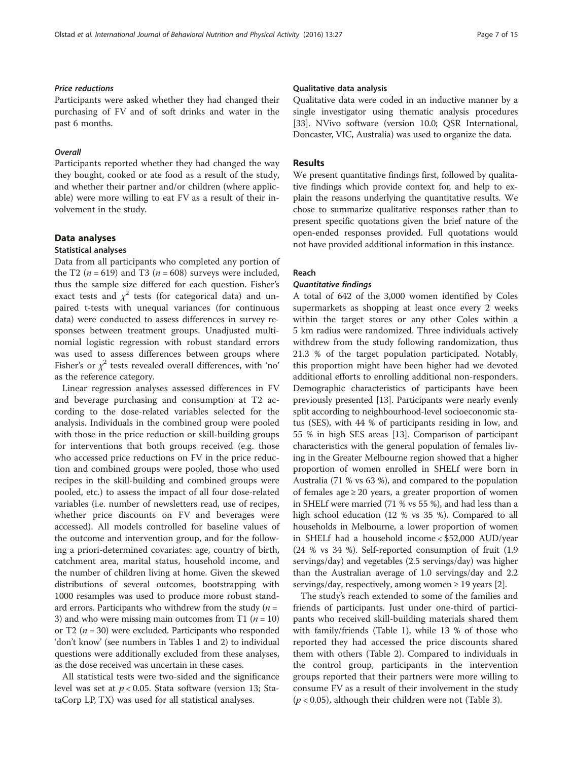#### *Price reductions*

Participants were asked whether they had changed their purchasing of FV and of soft drinks and water in the past 6 months.

#### *Overall*

Participants reported whether they had changed the way they bought, cooked or ate food as a result of the study, and whether their partner and/or children (where applicable) were more willing to eat FV as a result of their involvement in the study.

## Data analyses

### Statistical analyses

Data from all participants who completed any portion of the T2 ($n = 619$) and T3 ($n = 608$) surveys were included, thus the sample size differed for each question. Fisher's exact tests and $\chi^2$ tests (for categorical data) and unpaired t-tests with unequal variances (for continuous data) were conducted to assess differences in survey responses between treatment groups. Unadjusted multinomial logistic regression with robust standard errors was used to assess differences between groups where Fisher's or $\chi^2$ tests revealed overall differences, with 'no' as the reference category.

Linear regression analyses assessed differences in FV and beverage purchasing and consumption at T2 according to the dose-related variables selected for the analysis. Individuals in the combined group were pooled with those in the price reduction or skill-building groups for interventions that both groups received (e.g. those who accessed price reductions on FV in the price reduction and combined groups were pooled, those who used recipes in the skill-building and combined groups were pooled, etc.) to assess the impact of all four dose-related variables (i.e. number of newsletters read, use of recipes, whether price discounts on FV and beverages were accessed). All models controlled for baseline values of the outcome and intervention group, and for the following a priori-determined covariates: age, country of birth, catchment area, marital status, household income, and the number of children living at home. Given the skewed distributions of several outcomes, bootstrapping with 1000 resamples was used to produce more robust standard errors. Participants who withdrew from the study ($n = 3$) and who were missing main outcomes from T1 ($n = 10$) or T2 ($n = 30$) were excluded. Participants who responded 'don't know' (see numbers in Tables 1 and 2) to individual questions were additionally excluded from these analyses, as the dose received was uncertain in these cases.

All statistical tests were two-sided and the significance level was set at $p < 0.05$. Stata software (version 13; StataCorp LP, TX) was used for all statistical analyses.

### Qualitative data analysis

Qualitative data were coded in an inductive manner by a single investigator using thematic analysis procedures [33]. NVivo software (version 10.0; QSR International, Doncaster, VIC, Australia) was used to organize the data.

## Results

We present quantitative findings first, followed by qualitative findings which provide context for, and help to explain the reasons underlying the quantitative results. We chose to summarize qualitative responses rather than to present specific quotations given the brief nature of the open-ended responses provided. Full quotations would not have provided additional information in this instance.

### Reach

#### *Quantitative findings*

A total of 642 of the 3,000 women identified by Coles supermarkets as shopping at least once every 2 weeks within the target stores or any other Coles within a 5 km radius were randomized. Three individuals actively withdrew from the study following randomization, thus 21.3 % of the target population participated. Notably, this proportion might have been higher had we devoted additional efforts to enrolling additional non-responders. Demographic characteristics of participants have been previously presented [13]. Participants were nearly evenly split according to neighbourhood-level socioeconomic status (SES), with 44 % of participants residing in low, and 55 % in high SES areas [13]. Comparison of participant characteristics with the general population of females living in the Greater Melbourne region showed that a higher proportion of women enrolled in SHELf were born in Australia (71 % vs 63 %), and compared to the population of females age ≥ 20 years, a greater proportion of women in SHELf were married (71 % vs 55 %), and had less than a high school education (12 % vs 35 %). Compared to all households in Melbourne, a lower proportion of women in SHELf had a household income < \$52,000 AUD/year (24 % vs 34 %). Self-reported consumption of fruit (1.9 servings/day) and vegetables (2.5 servings/day) was higher than the Australian average of 1.0 servings/day and 2.2 servings/day, respectively, among women ≥ 19 years [2].

The study's reach extended to some of the families and friends of participants. Just under one-third of participants who received skill-building materials shared them with family/friends (Table 1), while 13 % of those who reported they had accessed the price discounts shared them with others (Table 2). Compared to individuals in the control group, participants in the intervention groups reported that their partners were more willing to consume FV as a result of their involvement in the study ($p < 0.05$), although their children were not (Table 3).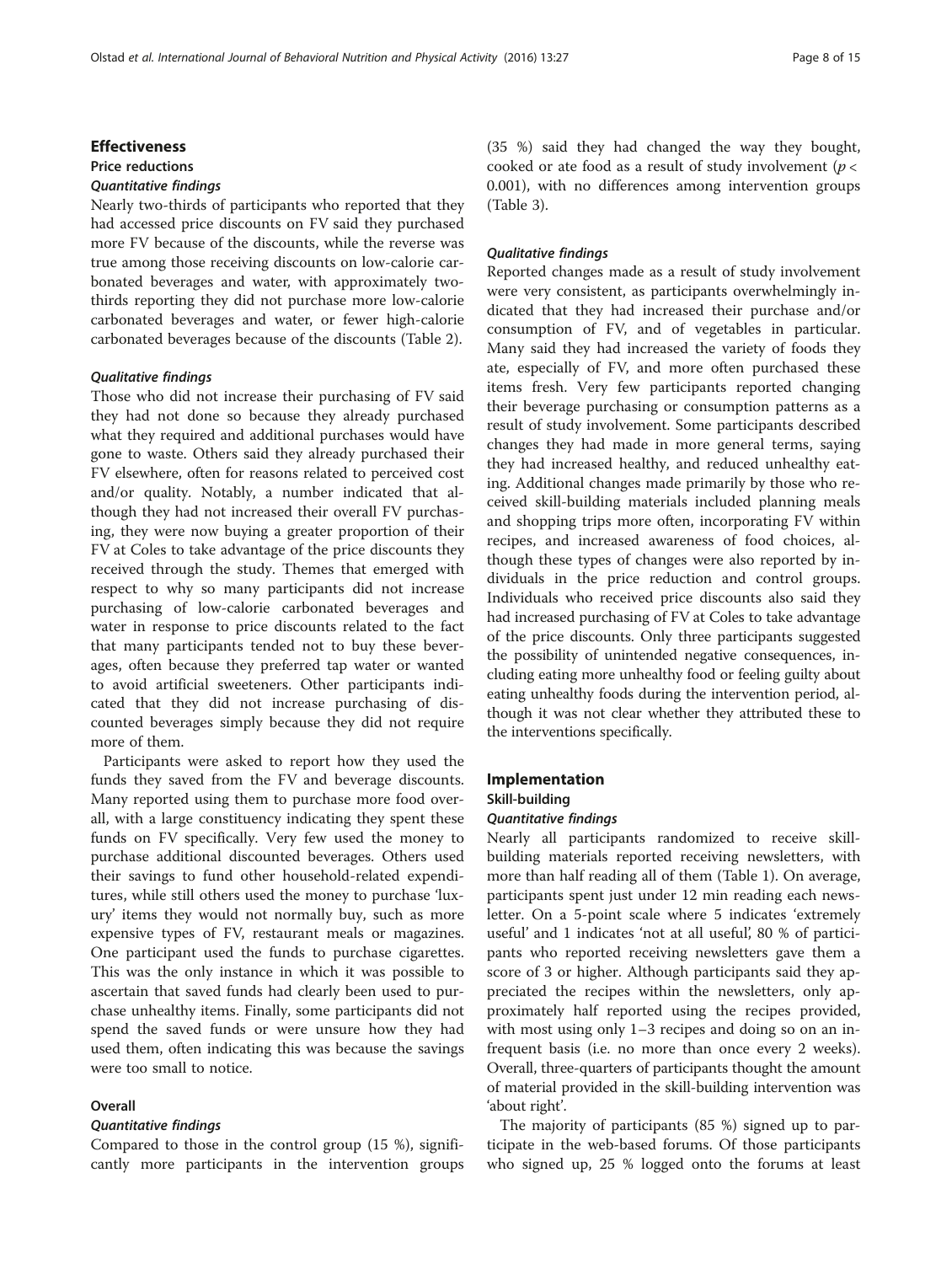## Effectiveness

### Price reductions

#### *Quantitative findings*

Nearly two-thirds of participants who reported that they had accessed price discounts on FV said they purchased more FV because of the discounts, while the reverse was true among those receiving discounts on low-calorie carbonated beverages and water, with approximately two-thirds reporting they did not purchase more low-calorie carbonated beverages and water, or fewer high-calorie carbonated beverages because of the discounts (Table 2).

#### *Qualitative findings*

Those who did not increase their purchasing of FV said they had not done so because they already purchased what they required and additional purchases would have gone to waste. Others said they already purchased their FV elsewhere, often for reasons related to perceived cost and/or quality. Notably, a number indicated that although they had not increased their overall FV purchasing, they were now buying a greater proportion of their FV at Coles to take advantage of the price discounts they received through the study. Themes that emerged with respect to why so many participants did not increase purchasing of low-calorie carbonated beverages and water in response to price discounts related to the fact that many participants tended not to buy these beverages, often because they preferred tap water or wanted to avoid artificial sweeteners. Other participants indicated that they did not increase purchasing of discounted beverages simply because they did not require more of them.

Participants were asked to report how they used the funds they saved from the FV and beverage discounts. Many reported using them to purchase more food overall, with a large constituency indicating they spent these funds on FV specifically. Very few used the money to purchase additional discounted beverages. Others used their savings to fund other household-related expenditures, while still others used the money to purchase 'luxury' items they would not normally buy, such as more expensive types of FV, restaurant meals or magazines. One participant used the funds to purchase cigarettes. This was the only instance in which it was possible to ascertain that saved funds had clearly been used to purchase unhealthy items. Finally, some participants did not spend the saved funds or were unsure how they had used them, often indicating this was because the savings were too small to notice.

### Overall

#### *Quantitative findings*

Compared to those in the control group (15 %), significantly more participants in the intervention groups (35 %) said they had changed the way they bought, cooked or ate food as a result of study involvement ($p < 0.001$), with no differences among intervention groups (Table 3).

#### *Qualitative findings*

Reported changes made as a result of study involvement were very consistent, as participants overwhelmingly indicated that they had increased their purchase and/or consumption of FV, and of vegetables in particular. Many said they had increased the variety of foods they ate, especially of FV, and more often purchased these items fresh. Very few participants reported changing their beverage purchasing or consumption patterns as a result of study involvement. Some participants described changes they had made in more general terms, saying they had increased healthy, and reduced unhealthy eating. Additional changes made primarily by those who received skill-building materials included planning meals and shopping trips more often, incorporating FV within recipes, and increased awareness of food choices, although these types of changes were also reported by individuals in the price reduction and control groups. Individuals who received price discounts also said they had increased purchasing of FV at Coles to take advantage of the price discounts. Only three participants suggested the possibility of unintended negative consequences, including eating more unhealthy food or feeling guilty about eating unhealthy foods during the intervention period, although it was not clear whether they attributed these to the interventions specifically.

## Implementation

### Skill-building

#### *Quantitative findings*

Nearly all participants randomized to receive skill-building materials reported receiving newsletters, with more than half reading all of them (Table 1). On average, participants spent just under 12 min reading each newsletter. On a 5-point scale where 5 indicates 'extremely useful' and 1 indicates 'not at all useful', 80 % of participants who reported receiving newsletters gave them a score of 3 or higher. Although participants said they appreciated the recipes within the newsletters, only approximately half reported using the recipes provided, with most using only 1–3 recipes and doing so on an infrequent basis (i.e. no more than once every 2 weeks). Overall, three-quarters of participants thought the amount of material provided in the skill-building intervention was 'about right'.

The majority of participants (85 %) signed up to participate in the web-based forums. Of those participants who signed up, 25 % logged onto the forums at least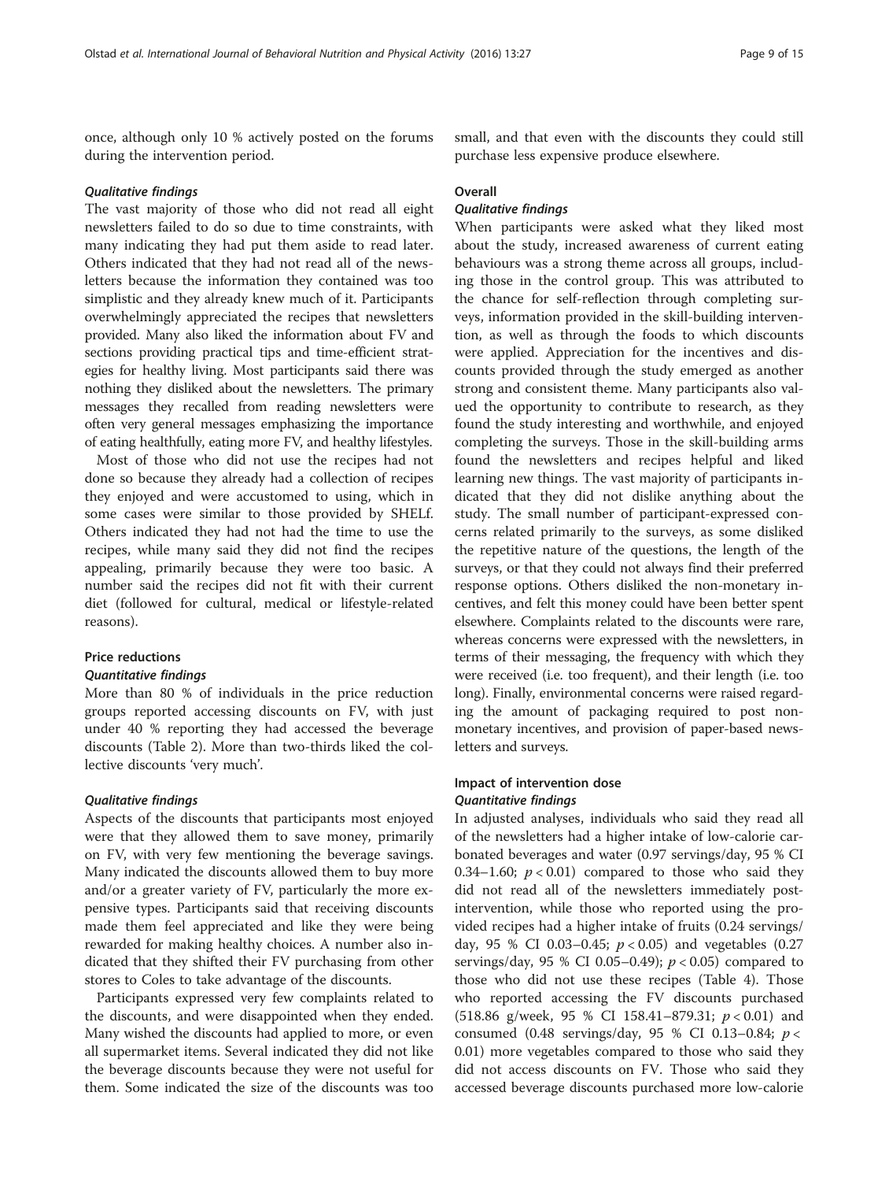once, although only 10 % actively posted on the forums during the intervention period.

#### *Qualitative findings*

The vast majority of those who did not read all eight newsletters failed to do so due to time constraints, with many indicating they had put them aside to read later. Others indicated that they had not read all of the newsletters because the information they contained was too simplistic and they already knew much of it. Participants overwhelmingly appreciated the recipes that newsletters provided. Many also liked the information about FV and sections providing practical tips and time-efficient strategies for healthy living. Most participants said there was nothing they disliked about the newsletters. The primary messages they recalled from reading newsletters were often very general messages emphasizing the importance of eating healthfully, eating more FV, and healthy lifestyles.

Most of those who did not use the recipes had not done so because they already had a collection of recipes they enjoyed and were accustomed to using, which in some cases were similar to those provided by SHELf. Others indicated they had not had the time to use the recipes, while many said they did not find the recipes appealing, primarily because they were too basic. A number said the recipes did not fit with their current diet (followed for cultural, medical or lifestyle-related reasons).

### Price reductions

#### *Quantitative findings*

More than 80 % of individuals in the price reduction groups reported accessing discounts on FV, with just under 40 % reporting they had accessed the beverage discounts (Table 2). More than two-thirds liked the collective discounts 'very much'.

#### *Qualitative findings*

Aspects of the discounts that participants most enjoyed were that they allowed them to save money, primarily on FV, with very few mentioning the beverage savings. Many indicated the discounts allowed them to buy more and/or a greater variety of FV, particularly the more expensive types. Participants said that receiving discounts made them feel appreciated and like they were being rewarded for making healthy choices. A number also indicated that they shifted their FV purchasing from other stores to Coles to take advantage of the discounts.

Participants expressed very few complaints related to the discounts, and were disappointed when they ended. Many wished the discounts had applied to more, or even all supermarket items. Several indicated they did not like the beverage discounts because they were not useful for them. Some indicated the size of the discounts was too small, and that even with the discounts they could still purchase less expensive produce elsewhere.

### Overall

#### *Qualitative findings*

When participants were asked what they liked most about the study, increased awareness of current eating behaviours was a strong theme across all groups, including those in the control group. This was attributed to the chance for self-reflection through completing surveys, information provided in the skill-building intervention, as well as through the foods to which discounts were applied. Appreciation for the incentives and discounts provided through the study emerged as another strong and consistent theme. Many participants also valued the opportunity to contribute to research, as they found the study interesting and worthwhile, and enjoyed completing the surveys. Those in the skill-building arms found the newsletters and recipes helpful and liked learning new things. The vast majority of participants indicated that they did not dislike anything about the study. The small number of participant-expressed concerns related primarily to the surveys, as some disliked the repetitive nature of the questions, the length of the surveys, or that they could not always find their preferred response options. Others disliked the non-monetary incentives, and felt this money could have been better spent elsewhere. Complaints related to the discounts were rare, whereas concerns were expressed with the newsletters, in terms of their messaging, the frequency with which they were received (i.e. too frequent), and their length (i.e. too long). Finally, environmental concerns were raised regarding the amount of packaging required to post non-monetary incentives, and provision of paper-based newsletters and surveys.

### Impact of intervention dose

#### *Quantitative findings*

In adjusted analyses, individuals who said they read all of the newsletters had a higher intake of low-calorie carbonated beverages and water (0.97 servings/day, 95 % CI 0.34–1.60; $p < 0.01$) compared to those who said they did not read all of the newsletters immediately post-intervention, while those who reported using the provided recipes had a higher intake of fruits (0.24 servings/day, 95 % CI 0.03–0.45; $p < 0.05$) and vegetables (0.27 servings/day, 95 % CI 0.05–0.49); $p < 0.05$) compared to those who did not use these recipes (Table 4). Those who reported accessing the FV discounts purchased (518.86 g/week, 95 % CI 158.41–879.31; $p < 0.01$) and consumed (0.48 servings/day, 95 % CI 0.13–0.84; $p < 0.01$) more vegetables compared to those who said they did not access discounts on FV. Those who said they accessed beverage discounts purchased more low-calorie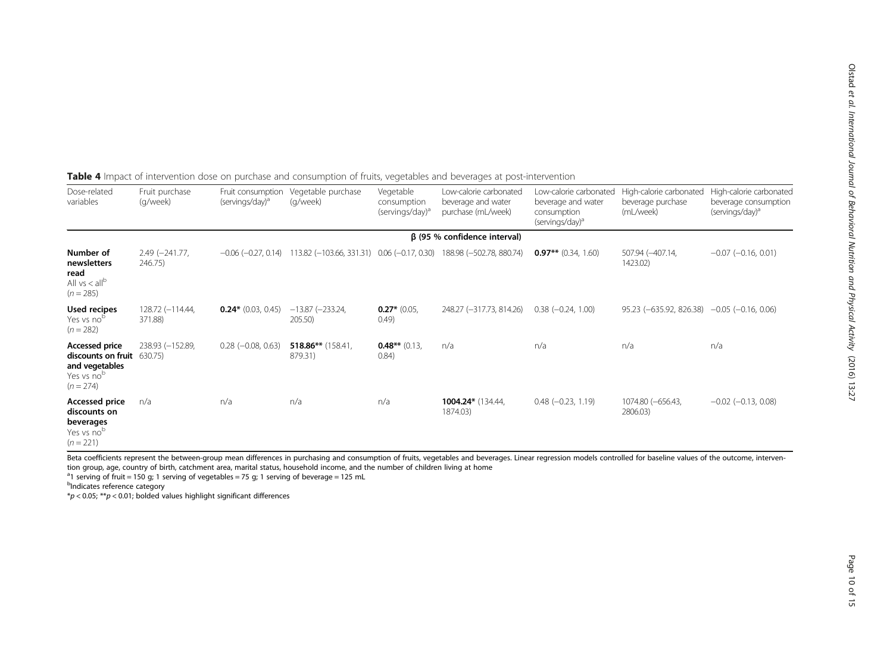**Table 4** Impact of intervention dose on purchase and consumption of fruits, vegetables and beverages at post-intervention

| Dose-related variables | Fruit purchase (g/week) | Fruit consumption (servings/day)[a] | Vegetable purchase (g/week) | Vegetable consumption (servings/day)[a] | Low-calorie carbonated beverage and water purchase (mL/week) | Low-calorie carbonated beverage and water consumption (servings/day)[a] | High-calorie carbonated beverage purchase (mL/week) | High-calorie carbonated beverage consumption (servings/day)[a] |
|---|---|---|---|---|---|---|---|---|
| | β (95 % confidence interval) | | | | | | | |
| **Number of newsletters read** All vs < all[b] ($n = 285$) | 2.49 (−241.77, 246.75) | −0.06 (−0.27, 0.14) | 113.82 (−103.66, 331.31) | 0.06 (−0.17, 0.30) | 188.98 (−502.78, 880.74) | **0.97**** (0.34, 1.60) | 507.94 (−407.14, 1423.02) | −0.07 (−0.16, 0.01) |
| **Used recipes** Yes vs no[b] ($n = 282$) | 128.72 (−114.44, 371.88) | **0.24*** (0.03, 0.45) | −13.87 (−233.24, 205.50) | **0.27*** (0.05, 0.49) | 248.27 (−317.73, 814.26) | 0.38 (−0.24, 1.00) | 95.23 (−635.92, 826.38) | −0.05 (−0.16, 0.06) |
| **Accessed price discounts on fruit and vegetables** Yes vs no[b] ($n = 274$) | 238.93 (−152.89, 630.75) | 0.28 (−0.08, 0.63) | **518.86**** (158.41, 879.31) | **0.48**** (0.13, 0.84) | n/a | n/a | n/a | n/a |
| **Accessed price discounts on beverages** Yes vs no[b] ($n = 221$) | n/a | n/a | n/a | n/a | **1004.24*** (134.44, 1874.03) | 0.48 (−0.23, 1.19) | 1074.80 (−656.43, 2806.03) | −0.02 (−0.13, 0.08) |

Beta coefficients represent the between-group mean differences in purchasing and consumption of fruits, vegetables and beverages. Linear regression models controlled for baseline values of the outcome, intervention group, age, country of birth, catchment area, marital status, household income, and the number of children living at home

[a]1 serving of fruit = 150 g; 1 serving of vegetables = 75 g; 1 serving of beverage = 125 mL

[b]Indicates reference category

*$p < 0.05$; **$p < 0.01$; bolded values highlight significant differences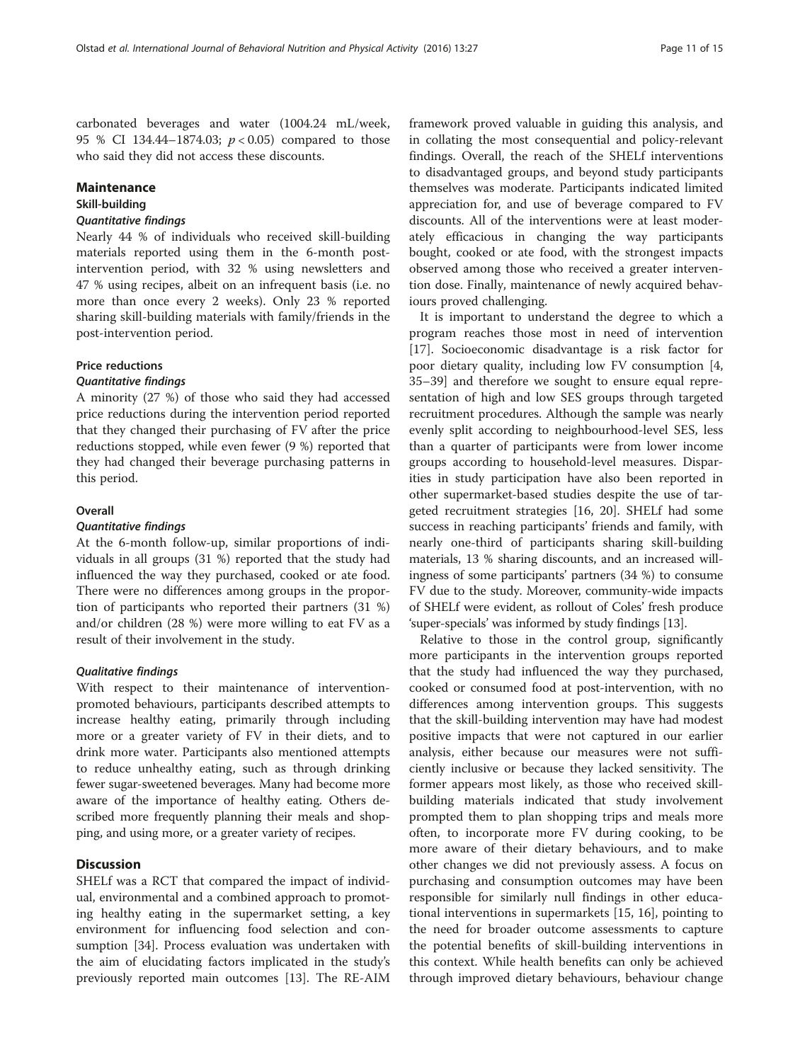carbonated beverages and water (1004.24 mL/week, 95 % CI 134.44–1874.03; $p < 0.05$) compared to those who said they did not access these discounts.

## Maintenance

### Skill-building

#### *Quantitative findings*

Nearly 44 % of individuals who received skill-building materials reported using them in the 6-month post-intervention period, with 32 % using newsletters and 47 % using recipes, albeit on an infrequent basis (i.e. no more than once every 2 weeks). Only 23 % reported sharing skill-building materials with family/friends in the post-intervention period.

### Price reductions

#### *Quantitative findings*

A minority (27 %) of those who said they had accessed price reductions during the intervention period reported that they changed their purchasing of FV after the price reductions stopped, while even fewer (9 %) reported that they had changed their beverage purchasing patterns in this period.

### Overall

#### *Quantitative findings*

At the 6-month follow-up, similar proportions of individuals in all groups (31 %) reported that the study had influenced the way they purchased, cooked or ate food. There were no differences among groups in the proportion of participants who reported their partners (31 %) and/or children (28 %) were more willing to eat FV as a result of their involvement in the study.

#### *Qualitative findings*

With respect to their maintenance of intervention-promoted behaviours, participants described attempts to increase healthy eating, primarily through including more or a greater variety of FV in their diets, and to drink more water. Participants also mentioned attempts to reduce unhealthy eating, such as through drinking fewer sugar-sweetened beverages. Many had become more aware of the importance of healthy eating. Others described more frequently planning their meals and shopping, and using more, or a greater variety of recipes.

## Discussion

SHELf was a RCT that compared the impact of individual, environmental and a combined approach to promoting healthy eating in the supermarket setting, a key environment for influencing food selection and consumption [34]. Process evaluation was undertaken with the aim of elucidating factors implicated in the study's previously reported main outcomes [13]. The RE-AIM framework proved valuable in guiding this analysis, and in collating the most consequential and policy-relevant findings. Overall, the reach of the SHELf interventions to disadvantaged groups, and beyond study participants themselves was moderate. Participants indicated limited appreciation for, and use of beverage compared to FV discounts. All of the interventions were at least moderately efficacious in changing the way participants bought, cooked or ate food, with the strongest impacts observed among those who received a greater intervention dose. Finally, maintenance of newly acquired behaviours proved challenging.

It is important to understand the degree to which a program reaches those most in need of intervention [17]. Socioeconomic disadvantage is a risk factor for poor dietary quality, including low FV consumption [4, 35–39] and therefore we sought to ensure equal representation of high and low SES groups through targeted recruitment procedures. Although the sample was nearly evenly split according to neighbourhood-level SES, less than a quarter of participants were from lower income groups according to household-level measures. Disparities in study participation have also been reported in other supermarket-based studies despite the use of targeted recruitment strategies [16, 20]. SHELf had some success in reaching participants' friends and family, with nearly one-third of participants sharing skill-building materials, 13 % sharing discounts, and an increased willingness of some participants' partners (34 %) to consume FV due to the study. Moreover, community-wide impacts of SHELf were evident, as rollout of Coles' fresh produce 'super-specials' was informed by study findings [13].

Relative to those in the control group, significantly more participants in the intervention groups reported that the study had influenced the way they purchased, cooked or consumed food at post-intervention, with no differences among intervention groups. This suggests that the skill-building intervention may have had modest positive impacts that were not captured in our earlier analysis, either because our measures were not sufficiently inclusive or because they lacked sensitivity. The former appears most likely, as those who received skill-building materials indicated that study involvement prompted them to plan shopping trips and meals more often, to incorporate more FV during cooking, to be more aware of their dietary behaviours, and to make other changes we did not previously assess. A focus on purchasing and consumption outcomes may have been responsible for similarly null findings in other educational interventions in supermarkets [15, 16], pointing to the need for broader outcome assessments to capture the potential benefits of skill-building interventions in this context. While health benefits can only be achieved through improved dietary behaviours, behaviour change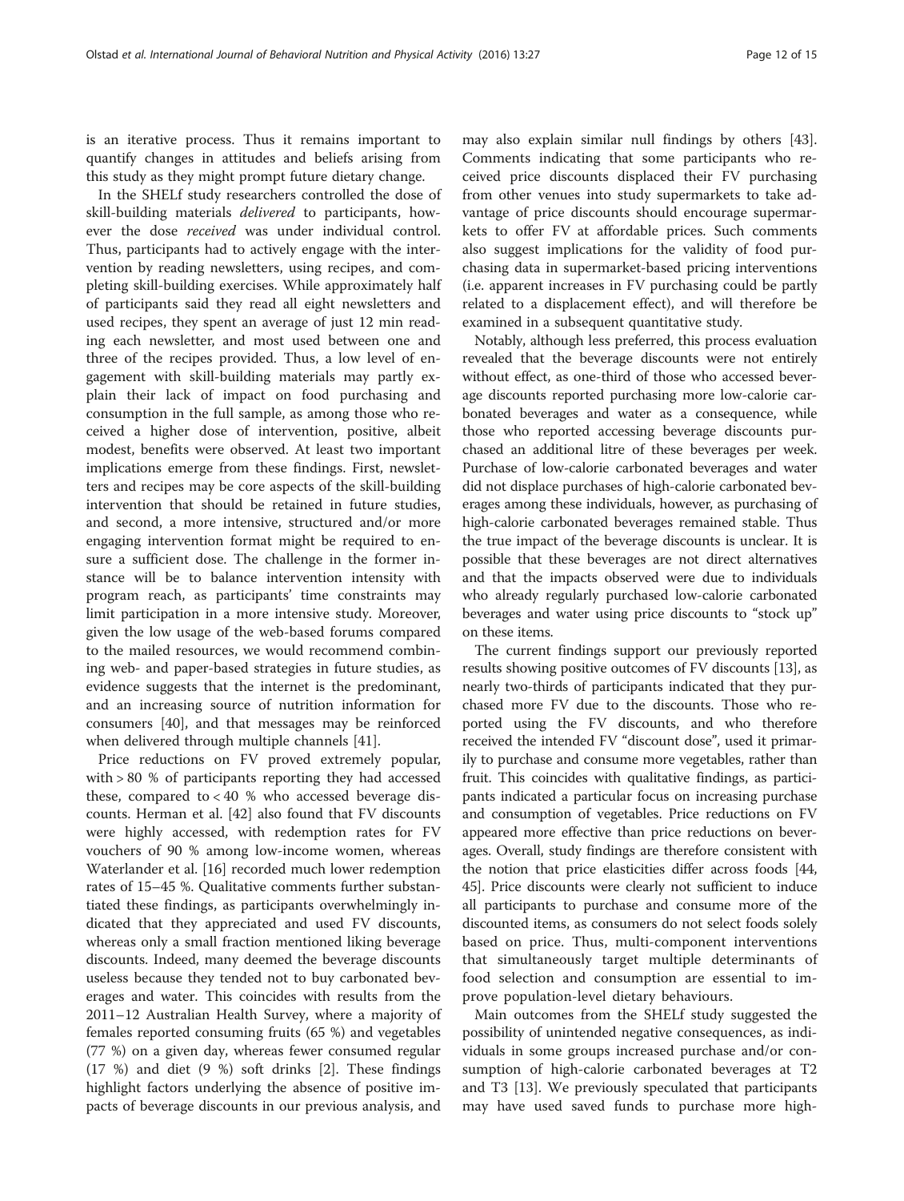is an iterative process. Thus it remains important to quantify changes in attitudes and beliefs arising from this study as they might prompt future dietary change.

In the SHELf study researchers controlled the dose of skill-building materials *delivered* to participants, however the dose *received* was under individual control. Thus, participants had to actively engage with the intervention by reading newsletters, using recipes, and completing skill-building exercises. While approximately half of participants said they read all eight newsletters and used recipes, they spent an average of just 12 min reading each newsletter, and most used between one and three of the recipes provided. Thus, a low level of engagement with skill-building materials may partly explain their lack of impact on food purchasing and consumption in the full sample, as among those who received a higher dose of intervention, positive, albeit modest, benefits were observed. At least two important implications emerge from these findings. First, newsletters and recipes may be core aspects of the skill-building intervention that should be retained in future studies, and second, a more intensive, structured and/or more engaging intervention format might be required to ensure a sufficient dose. The challenge in the former instance will be to balance intervention intensity with program reach, as participants' time constraints may limit participation in a more intensive study. Moreover, given the low usage of the web-based forums compared to the mailed resources, we would recommend combining web- and paper-based strategies in future studies, as evidence suggests that the internet is the predominant, and an increasing source of nutrition information for consumers [40], and that messages may be reinforced when delivered through multiple channels [41].

Price reductions on FV proved extremely popular, with > 80 % of participants reporting they had accessed these, compared to < 40 % who accessed beverage discounts. Herman et al. [42] also found that FV discounts were highly accessed, with redemption rates for FV vouchers of 90 % among low-income women, whereas Waterlander et al. [16] recorded much lower redemption rates of 15–45 %. Qualitative comments further substantiated these findings, as participants overwhelmingly indicated that they appreciated and used FV discounts, whereas only a small fraction mentioned liking beverage discounts. Indeed, many deemed the beverage discounts useless because they tended not to buy carbonated beverages and water. This coincides with results from the 2011–12 Australian Health Survey, where a majority of females reported consuming fruits (65 %) and vegetables (77 %) on a given day, whereas fewer consumed regular (17 %) and diet (9 %) soft drinks [2]. These findings highlight factors underlying the absence of positive impacts of beverage discounts in our previous analysis, and may also explain similar null findings by others [43]. Comments indicating that some participants who received price discounts displaced their FV purchasing from other venues into study supermarkets to take advantage of price discounts should encourage supermarkets to offer FV at affordable prices. Such comments also suggest implications for the validity of food purchasing data in supermarket-based pricing interventions (i.e. apparent increases in FV purchasing could be partly related to a displacement effect), and will therefore be examined in a subsequent quantitative study.

Notably, although less preferred, this process evaluation revealed that the beverage discounts were not entirely without effect, as one-third of those who accessed beverage discounts reported purchasing more low-calorie carbonated beverages and water as a consequence, while those who reported accessing beverage discounts purchased an additional litre of these beverages per week. Purchase of low-calorie carbonated beverages and water did not displace purchases of high-calorie carbonated beverages among these individuals, however, as purchasing of high-calorie carbonated beverages remained stable. Thus the true impact of the beverage discounts is unclear. It is possible that these beverages are not direct alternatives and that the impacts observed were due to individuals who already regularly purchased low-calorie carbonated beverages and water using price discounts to "stock up" on these items.

The current findings support our previously reported results showing positive outcomes of FV discounts [13], as nearly two-thirds of participants indicated that they purchased more FV due to the discounts. Those who reported using the FV discounts, and who therefore received the intended FV "discount dose", used it primarily to purchase and consume more vegetables, rather than fruit. This coincides with qualitative findings, as participants indicated a particular focus on increasing purchase and consumption of vegetables. Price reductions on FV appeared more effective than price reductions on beverages. Overall, study findings are therefore consistent with the notion that price elasticities differ across foods [44, 45]. Price discounts were clearly not sufficient to induce all participants to purchase and consume more of the discounted items, as consumers do not select foods solely based on price. Thus, multi-component interventions that simultaneously target multiple determinants of food selection and consumption are essential to improve population-level dietary behaviours.

Main outcomes from the SHELf study suggested the possibility of unintended negative consequences, as individuals in some groups increased purchase and/or consumption of high-calorie carbonated beverages at T2 and T3 [13]. We previously speculated that participants may have used saved funds to purchase more high-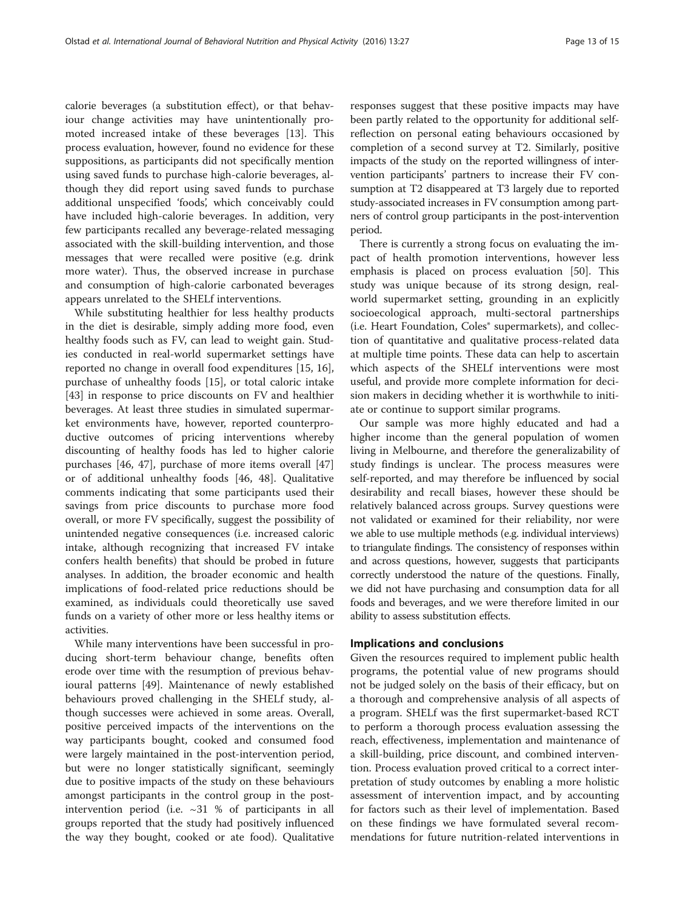calorie beverages (a substitution effect), or that behaviour change activities may have unintentionally promoted increased intake of these beverages [13]. This process evaluation, however, found no evidence for these suppositions, as participants did not specifically mention using saved funds to purchase high-calorie beverages, although they did report using saved funds to purchase additional unspecified 'foods', which conceivably could have included high-calorie beverages. In addition, very few participants recalled any beverage-related messaging associated with the skill-building intervention, and those messages that were recalled were positive (e.g. drink more water). Thus, the observed increase in purchase and consumption of high-calorie carbonated beverages appears unrelated to the SHELf interventions.

While substituting healthier for less healthy products in the diet is desirable, simply adding more food, even healthy foods such as FV, can lead to weight gain. Studies conducted in real-world supermarket settings have reported no change in overall food expenditures [15, 16], purchase of unhealthy foods [15], or total caloric intake [43] in response to price discounts on FV and healthier beverages. At least three studies in simulated supermarket environments have, however, reported counterproductive outcomes of pricing interventions whereby discounting of healthy foods has led to higher calorie purchases [46, 47], purchase of more items overall [47] or of additional unhealthy foods [46, 48]. Qualitative comments indicating that some participants used their savings from price discounts to purchase more food overall, or more FV specifically, suggest the possibility of unintended negative consequences (i.e. increased caloric intake, although recognizing that increased FV intake confers health benefits) that should be probed in future analyses. In addition, the broader economic and health implications of food-related price reductions should be examined, as individuals could theoretically use saved funds on a variety of other more or less healthy items or activities.

While many interventions have been successful in producing short-term behaviour change, benefits often erode over time with the resumption of previous behavioural patterns [49]. Maintenance of newly established behaviours proved challenging in the SHELf study, although successes were achieved in some areas. Overall, positive perceived impacts of the interventions on the way participants bought, cooked and consumed food were largely maintained in the post-intervention period, but were no longer statistically significant, seemingly due to positive impacts of the study on these behaviours amongst participants in the control group in the post-intervention period (i.e. ~31 % of participants in all groups reported that the study had positively influenced the way they bought, cooked or ate food). Qualitative responses suggest that these positive impacts may have been partly related to the opportunity for additional self-reflection on personal eating behaviours occasioned by completion of a second survey at T2. Similarly, positive impacts of the study on the reported willingness of intervention participants' partners to increase their FV consumption at T2 disappeared at T3 largely due to reported study-associated increases in FV consumption among partners of control group participants in the post-intervention period.

There is currently a strong focus on evaluating the impact of health promotion interventions, however less emphasis is placed on process evaluation [50]. This study was unique because of its strong design, real-world supermarket setting, grounding in an explicitly socioecological approach, multi-sectoral partnerships (i.e. Heart Foundation, Coles® supermarkets), and collection of quantitative and qualitative process-related data at multiple time points. These data can help to ascertain which aspects of the SHELf interventions were most useful, and provide more complete information for decision makers in deciding whether it is worthwhile to initiate or continue to support similar programs.

Our sample was more highly educated and had a higher income than the general population of women living in Melbourne, and therefore the generalizability of study findings is unclear. The process measures were self-reported, and may therefore be influenced by social desirability and recall biases, however these should be relatively balanced across groups. Survey questions were not validated or examined for their reliability, nor were we able to use multiple methods (e.g. individual interviews) to triangulate findings. The consistency of responses within and across questions, however, suggests that participants correctly understood the nature of the questions. Finally, we did not have purchasing and consumption data for all foods and beverages, and we were therefore limited in our ability to assess substitution effects.

## Implications and conclusions

Given the resources required to implement public health programs, the potential value of new programs should not be judged solely on the basis of their efficacy, but on a thorough and comprehensive analysis of all aspects of a program. SHELf was the first supermarket-based RCT to perform a thorough process evaluation assessing the reach, effectiveness, implementation and maintenance of a skill-building, price discount, and combined intervention. Process evaluation proved critical to a correct interpretation of study outcomes by enabling a more holistic assessment of intervention impact, and by accounting for factors such as their level of implementation. Based on these findings we have formulated several recommendations for future nutrition-related interventions in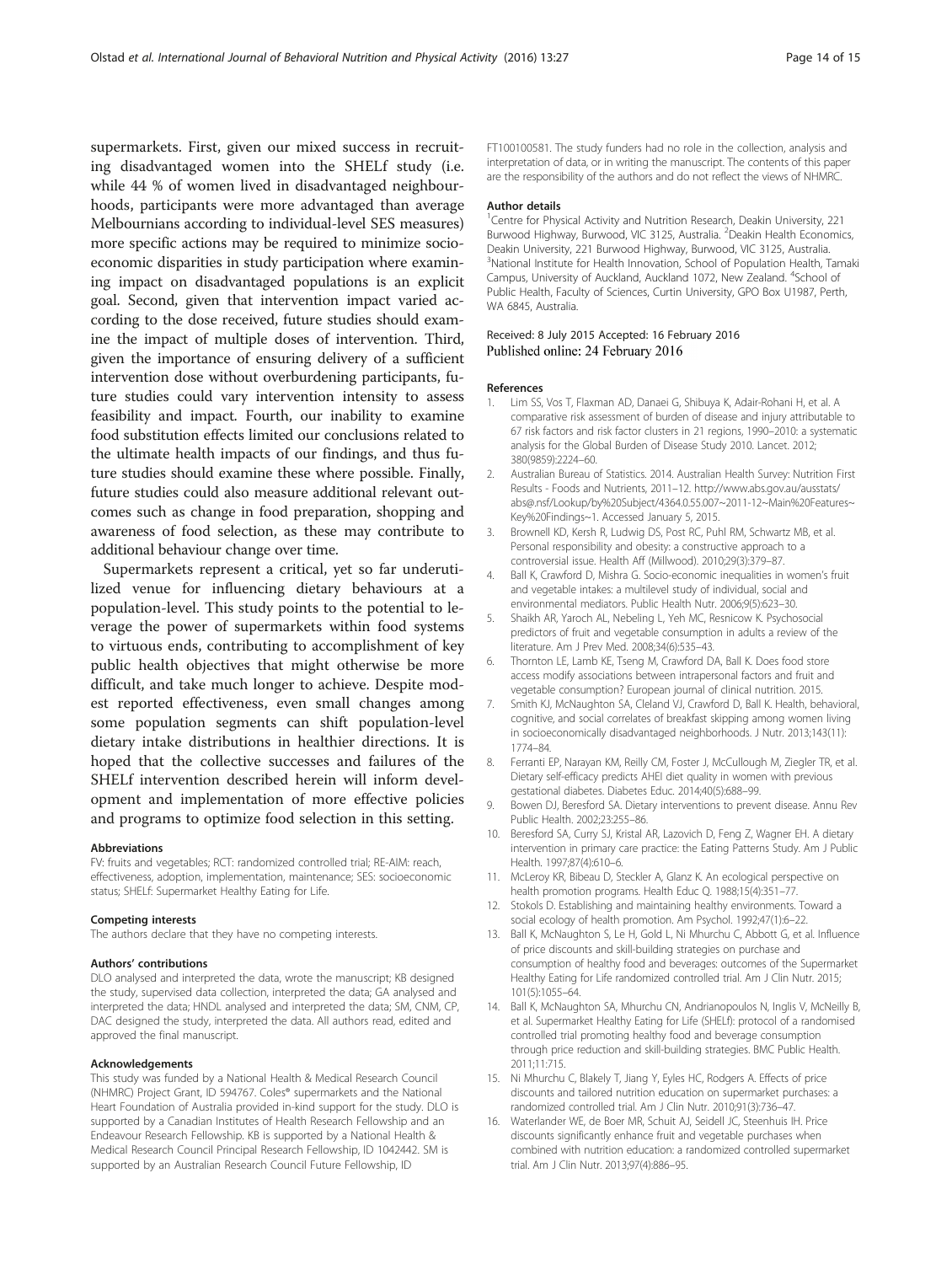supermarkets. First, given our mixed success in recruiting disadvantaged women into the SHELf study (i.e. while 44 % of women lived in disadvantaged neighbourhoods, participants were more advantaged than average Melbournians according to individual-level SES measures) more specific actions may be required to minimize socioeconomic disparities in study participation where examining impact on disadvantaged populations is an explicit goal. Second, given that intervention impact varied according to the dose received, future studies should examine the impact of multiple doses of intervention. Third, given the importance of ensuring delivery of a sufficient intervention dose without overburdening participants, future studies could vary intervention intensity to assess feasibility and impact. Fourth, our inability to examine food substitution effects limited our conclusions related to the ultimate health impacts of our findings, and thus future studies should examine these where possible. Finally, future studies could also measure additional relevant outcomes such as change in food preparation, shopping and awareness of food selection, as these may contribute to additional behaviour change over time.

Supermarkets represent a critical, yet so far underutilized venue for influencing dietary behaviours at a population-level. This study points to the potential to leverage the power of supermarkets within food systems to virtuous ends, contributing to accomplishment of key public health objectives that might otherwise be more difficult, and take much longer to achieve. Despite modest reported effectiveness, even small changes among some population segments can shift population-level dietary intake distributions in healthier directions. It is hoped that the collective successes and failures of the SHELf intervention described herein will inform development and implementation of more effective policies and programs to optimize food selection in this setting.

#### Abbreviations

FV: fruits and vegetables; RCT: randomized controlled trial; RE-AIM: reach, effectiveness, adoption, implementation, maintenance; SES: socioeconomic status; SHELf: Supermarket Healthy Eating for Life.

#### Competing interests

The authors declare that they have no competing interests.

#### Authors' contributions

DLO analysed and interpreted the data, wrote the manuscript; KB designed the study, supervised data collection, interpreted the data; GA analysed and interpreted the data; HNDL analysed and interpreted the data; SM, CNM, CP, DAC designed the study, interpreted the data. All authors read, edited and approved the final manuscript.

#### Acknowledgements

This study was funded by a National Health & Medical Research Council (NHMRC) Project Grant, ID 594767. Coles® supermarkets and the National Heart Foundation of Australia provided in-kind support for the study. DLO is supported by a Canadian Institutes of Health Research Fellowship and an Endeavour Research Fellowship. KB is supported by a National Health & Medical Research Council Principal Research Fellowship, ID 1042442. SM is supported by an Australian Research Council Future Fellowship, ID FT100100581. The study funders had no role in the collection, analysis and interpretation of data, or in writing the manuscript. The contents of this paper are the responsibility of the authors and do not reflect the views of NHMRC.

#### Author details

[1]Centre for Physical Activity and Nutrition Research, Deakin University, 221 Burwood Highway, Burwood, VIC 3125, Australia. [2]Deakin Health Economics, Deakin University, 221 Burwood Highway, Burwood, VIC 3125, Australia. [3]National Institute for Health Innovation, School of Population Health, Tamaki Campus, University of Auckland, Auckland 1072, New Zealand. [4]School of Public Health, Faculty of Sciences, Curtin University, GPO Box U1987, Perth, WA 6845, Australia.

Received: 8 July 2015 Accepted: 16 February 2016
Published online: 24 February 2016

#### References

1. Lim SS, Vos T, Flaxman AD, Danaei G, Shibuya K, Adair-Rohani H, et al. A comparative risk assessment of burden of disease and injury attributable to 67 risk factors and risk factor clusters in 21 regions, 1990–2010: a systematic analysis for the Global Burden of Disease Study 2010. Lancet. 2012; 380(9859):2224–60.
2. Australian Bureau of Statistics. 2014. Australian Health Survey: Nutrition First Results - Foods and Nutrients, 2011–12. http://www.abs.gov.au/ausstats/abs@.nsf/Lookup/by%20Subject/4364.0.55.007~2011-12~Main%20Features~Key%20Findings~1. Accessed January 5, 2015.
3. Brownell KD, Kersh R, Ludwig DS, Post RC, Puhl RM, Schwartz MB, et al. Personal responsibility and obesity: a constructive approach to a controversial issue. Health Aff (Millwood). 2010;29(3):379–87.
4. Ball K, Crawford D, Mishra G. Socio-economic inequalities in women's fruit and vegetable intakes: a multilevel study of individual, social and environmental mediators. Public Health Nutr. 2006;9(5):623–30.
5. Shaikh AR, Yaroch AL, Nebeling L, Yeh MC, Resnicow K. Psychosocial predictors of fruit and vegetable consumption in adults a review of the literature. Am J Prev Med. 2008;34(6):535–43.
6. Thornton LE, Lamb KE, Tseng M, Crawford DA, Ball K. Does food store access modify associations between intrapersonal factors and fruit and vegetable consumption? European journal of clinical nutrition. 2015.
7. Smith KJ, McNaughton SA, Cleland VJ, Crawford D, Ball K. Health, behavioral, cognitive, and social correlates of breakfast skipping among women living in socioeconomically disadvantaged neighborhoods. J Nutr. 2013;143(11): 1774–84.
8. Ferranti EP, Narayan KM, Reilly CM, Foster J, McCullough M, Ziegler TR, et al. Dietary self-efficacy predicts AHEI diet quality in women with previous gestational diabetes. Diabetes Educ. 2014;40(5):688–99.
9. Bowen DJ, Beresford SA. Dietary interventions to prevent disease. Annu Rev Public Health. 2002;23:255–86.
10. Beresford SA, Curry SJ, Kristal AR, Lazovich D, Feng Z, Wagner EH. A dietary intervention in primary care practice: the Eating Patterns Study. Am J Public Health. 1997;87(4):610–6.
11. McLeroy KR, Bibeau D, Steckler A, Glanz K. An ecological perspective on health promotion programs. Health Educ Q. 1988;15(4):351–77.
12. Stokols D. Establishing and maintaining healthy environments. Toward a social ecology of health promotion. Am Psychol. 1992;47(1):6–22.
13. Ball K, McNaughton S, Le H, Gold L, Ni Mhurchu C, Abbott G, et al. Influence of price discounts and skill-building strategies on purchase and consumption of healthy food and beverages: outcomes of the Supermarket Healthy Eating for Life randomized controlled trial. Am J Clin Nutr. 2015; 101(5):1055–64.
14. Ball K, McNaughton SA, Mhurchu CN, Andrianopoulos N, Inglis V, McNeilly B, et al. Supermarket Healthy Eating for Life (SHELf): protocol of a randomised controlled trial promoting healthy food and beverage consumption through price reduction and skill-building strategies. BMC Public Health. 2011;11:715.
15. Ni Mhurchu C, Blakely T, Jiang Y, Eyles HC, Rodgers A. Effects of price discounts and tailored nutrition education on supermarket purchases: a randomized controlled trial. Am J Clin Nutr. 2010;91(3):736–47.
16. Waterlander WE, de Boer MR, Schuit AJ, Seidell JC, Steenhuis IH. Price discounts significantly enhance fruit and vegetable purchases when combined with nutrition education: a randomized controlled supermarket trial. Am J Clin Nutr. 2013;97(4):886–95.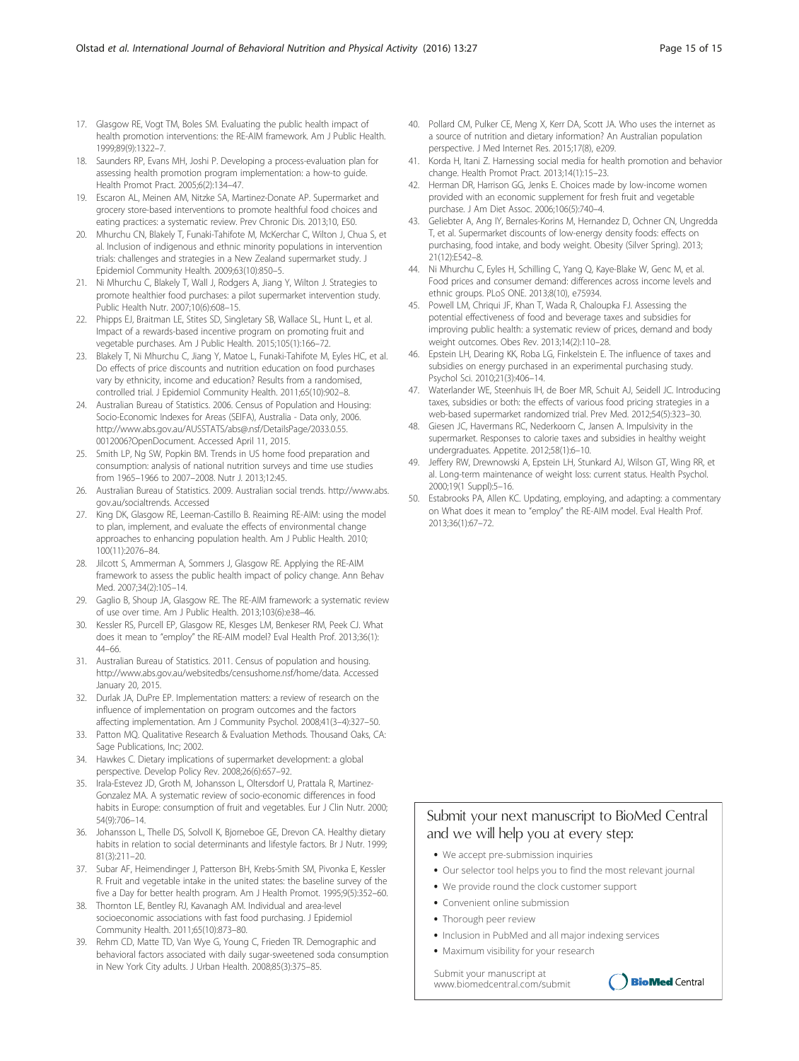17. Glasgow RE, Vogt TM, Boles SM. Evaluating the public health impact of health promotion interventions: the RE-AIM framework. Am J Public Health. 1999;89(9):1322–7.
18. Saunders RP, Evans MH, Joshi P. Developing a process-evaluation plan for assessing health promotion program implementation: a how-to guide. Health Promot Pract. 2005;6(2):134–47.
19. Escaron AL, Meinen AM, Nitzke SA, Martinez-Donate AP. Supermarket and grocery store-based interventions to promote healthful food choices and eating practices: a systematic review. Prev Chronic Dis. 2013;10, E50.
20. Mhurchu CN, Blakely T, Funaki-Tahifote M, McKerchar C, Wilton J, Chua S, et al. Inclusion of indigenous and ethnic minority populations in intervention trials: challenges and strategies in a New Zealand supermarket study. J Epidemiol Community Health. 2009;63(10):850–5.
21. Ni Mhurchu C, Blakely T, Wall J, Rodgers A, Jiang Y, Wilton J. Strategies to promote healthier food purchases: a pilot supermarket intervention study. Public Health Nutr. 2007;10(6):608–15.
22. Phipps EJ, Braitman LE, Stites SD, Singletary SB, Wallace SL, Hunt L, et al. Impact of a rewards-based incentive program on promoting fruit and vegetable purchases. Am J Public Health. 2015;105(1):166–72.
23. Blakely T, Ni Mhurchu C, Jiang Y, Matoe L, Funaki-Tahifote M, Eyles HC, et al. Do effects of price discounts and nutrition education on food purchases vary by ethnicity, income and education? Results from a randomised, controlled trial. J Epidemiol Community Health. 2011;65(10):902–8.
24. Australian Bureau of Statistics. 2006. Census of Population and Housing: Socio-Economic Indexes for Areas (SEIFA), Australia - Data only, 2006. http://www.abs.gov.au/AUSSTATS/abs@.nsf/DetailsPage/2033.0.55.0012006?OpenDocument. Accessed April 11, 2015.
25. Smith LP, Ng SW, Popkin BM. Trends in US home food preparation and consumption: analysis of national nutrition surveys and time use studies from 1965–1966 to 2007–2008. Nutr J. 2013;12:45.
26. Australian Bureau of Statistics. 2009. Australian social trends. http://www.abs.gov.au/socialtrends. Accessed
27. King DK, Glasgow RE, Leeman-Castillo B. Reaiming RE-AIM: using the model to plan, implement, and evaluate the effects of environmental change approaches to enhancing population health. Am J Public Health. 2010; 100(11):2076–84.
28. Jilcott S, Ammerman A, Sommers J, Glasgow RE. Applying the RE-AIM framework to assess the public health impact of policy change. Ann Behav Med. 2007;34(2):105–14.
29. Gaglio B, Shoup JA, Glasgow RE. The RE-AIM framework: a systematic review of use over time. Am J Public Health. 2013;103(6):e38–46.
30. Kessler RS, Purcell EP, Glasgow RE, Klesges LM, Benkeser RM, Peek CJ. What does it mean to "employ" the RE-AIM model? Eval Health Prof. 2013;36(1): 44–66.
31. Australian Bureau of Statistics. 2011. Census of population and housing. http://www.abs.gov.au/websitedbs/censushome.nsf/home/data. Accessed January 20, 2015.
32. Durlak JA, DuPre EP. Implementation matters: a review of research on the influence of implementation on program outcomes and the factors affecting implementation. Am J Community Psychol. 2008;41(3–4):327–50.
33. Patton MQ. Qualitative Research & Evaluation Methods. Thousand Oaks, CA: Sage Publications, Inc; 2002.
34. Hawkes C. Dietary implications of supermarket development: a global perspective. Develop Policy Rev. 2008;26(6):657–92.
35. Irala-Estevez JD, Groth M, Johansson L, Oltersdorf U, Prattala R, Martinez-Gonzalez MA. A systematic review of socio-economic differences in food habits in Europe: consumption of fruit and vegetables. Eur J Clin Nutr. 2000; 54(9):706–14.
36. Johansson L, Thelle DS, Solvoll K, Bjorneboe GE, Drevon CA. Healthy dietary habits in relation to social determinants and lifestyle factors. Br J Nutr. 1999; 81(3):211–20.
37. Subar AF, Heimendinger J, Patterson BH, Krebs-Smith SM, Pivonka E, Kessler R. Fruit and vegetable intake in the united states: the baseline survey of the five a day for better health program. Am J Health Promot. 1995;9(5):352–60.
38. Thornton LE, Bentley RJ, Kavanagh AM. Individual and area-level socioeconomic associations with fast food purchasing. J Epidemiol Community Health. 2011;65(10):873–80.
39. Rehm CD, Matte TD, Van Wye G, Young C, Frieden TR. Demographic and behavioral factors associated with daily sugar-sweetened soda consumption in New York City adults. J Urban Health. 2008;85(3):375–85.
40. Pollard CM, Pulker CE, Meng X, Kerr DA, Scott JA. Who uses the internet as a source of nutrition and dietary information? An Australian population perspective. J Med Internet Res. 2015;17(8), e209.
41. Korda H, Itani Z. Harnessing social media for health promotion and behavior change. Health Promot Pract. 2013;14(1):15–23.
42. Herman DR, Harrison GG, Jenks E. Choices made by low-income women provided with an economic supplement for fresh fruit and vegetable purchase. J Am Diet Assoc. 2006;106(5):740–4.
43. Geliebter A, Ang IY, Bernales-Korins M, Hernandez D, Ochner CN, Ungredda T, et al. Supermarket discounts of low-energy density foods: effects on purchasing, food intake, and body weight. Obesity (Silver Spring). 2013; 21(12):E542–8.
44. Ni Mhurchu C, Eyles H, Schilling C, Yang Q, Kaye-Blake W, Genc M, et al. Food prices and consumer demand: differences across income levels and ethnic groups. PLoS ONE. 2013;8(10), e75934.
45. Powell LM, Chriqui JF, Khan T, Wada R, Chaloupka FJ. Assessing the potential effectiveness of food and beverage taxes and subsidies for improving public health: a systematic review of prices, demand and body weight outcomes. Obes Rev. 2013;14(2):110–28.
46. Epstein LH, Dearing KK, Roba LG, Finkelstein E. The influence of taxes and subsidies on energy purchased in an experimental purchasing study. Psychol Sci. 2010;21(3):406–14.
47. Waterlander WE, Steenhuis IH, de Boer MR, Schuit AJ, Seidell JC. Introducing taxes, subsidies or both: the effects of various food pricing strategies in a web-based supermarket randomized trial. Prev Med. 2012;54(5):323–30.
48. Giesen JC, Havermans RC, Nederkoorn C, Jansen A. Impulsivity in the supermarket. Responses to calorie taxes and subsidies in healthy weight undergraduates. Appetite. 2012;58(1):6–10.
49. Jeffery RW, Drewnowski A, Epstein LH, Stunkard AJ, Wilson GT, Wing RR, et al. Long-term maintenance of weight loss: current status. Health Psychol. 2000;19(1 Suppl):5–16.
50. Estabrooks PA, Allen KC. Updating, employing, and adapting: a commentary on What does it mean to "employ" the RE-AIM model. Eval Health Prof. 2013;36(1):67–72.